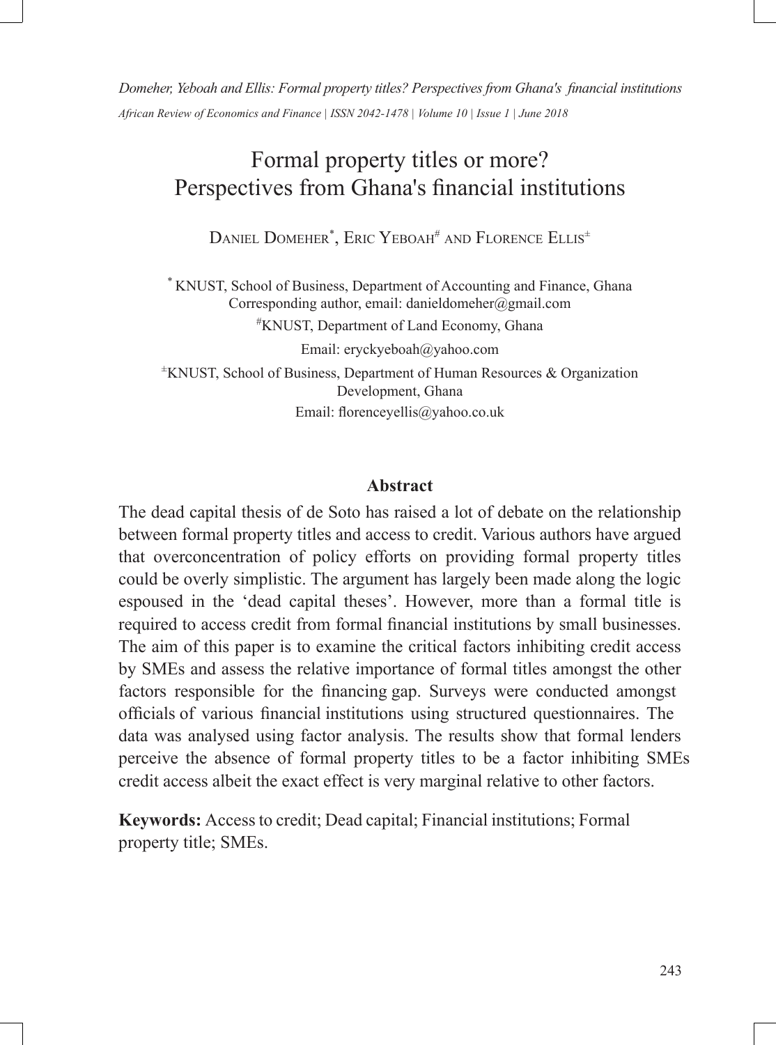# Formal property titles or more? Perspectives from Ghana's financial institutions

Daniel Domeher[*], Eric Yeboah[#] and Florence Ellis[±]

[*] KNUST, School of Business, Department of Accounting and Finance, Ghana
Corresponding author, email: danieldomeher@gmail.com

[#]KNUST, Department of Land Economy, Ghana
Email: eryckyeboah@yahoo.com

[±]KNUST, School of Business, Department of Human Resources & Organization Development, Ghana
Email: florenceyellis@yahoo.co.uk

## Abstract

The dead capital thesis of de Soto has raised a lot of debate on the relationship between formal property titles and access to credit. Various authors have argued that overconcentration of policy efforts on providing formal property titles could be overly simplistic. The argument has largely been made along the logic espoused in the 'dead capital theses'. However, more than a formal title is required to access credit from formal financial institutions by small businesses. The aim of this paper is to examine the critical factors inhibiting credit access by SMEs and assess the relative importance of formal titles amongst the other factors responsible for the financing gap. Surveys were conducted amongst officials of various financial institutions using structured questionnaires. The data was analysed using factor analysis. The results show that formal lenders perceive the absence of formal property titles to be a factor inhibiting SMEs credit access albeit the exact effect is very marginal relative to other factors.

**Keywords:** Access to credit; Dead capital; Financial institutions; Formal property title; SMEs.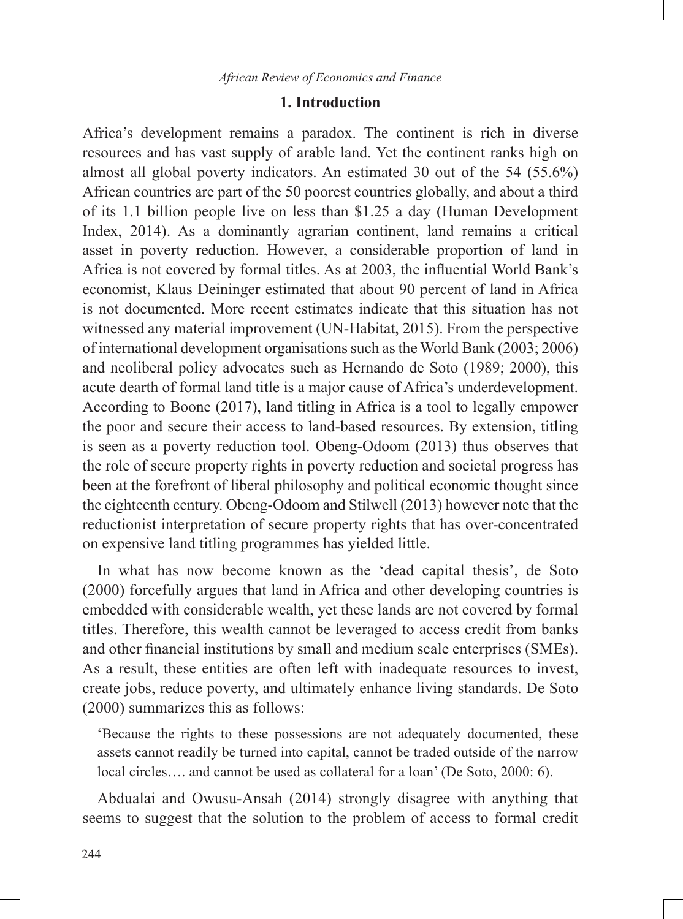## 1. Introduction

Africa's development remains a paradox. The continent is rich in diverse resources and has vast supply of arable land. Yet the continent ranks high on almost all global poverty indicators. An estimated 30 out of the 54 (55.6%) African countries are part of the 50 poorest countries globally, and about a third of its 1.1 billion people live on less than $1.25 a day (Human Development Index, 2014). As a dominantly agrarian continent, land remains a critical asset in poverty reduction. However, a considerable proportion of land in Africa is not covered by formal titles. As at 2003, the influential World Bank's economist, Klaus Deininger estimated that about 90 percent of land in Africa is not documented. More recent estimates indicate that this situation has not witnessed any material improvement (UN-Habitat, 2015). From the perspective of international development organisations such as the World Bank (2003; 2006) and neoliberal policy advocates such as Hernando de Soto (1989; 2000), this acute dearth of formal land title is a major cause of Africa's underdevelopment. According to Boone (2017), land titling in Africa is a tool to legally empower the poor and secure their access to land-based resources. By extension, titling is seen as a poverty reduction tool. Obeng-Odoom (2013) thus observes that the role of secure property rights in poverty reduction and societal progress has been at the forefront of liberal philosophy and political economic thought since the eighteenth century. Obeng-Odoom and Stilwell (2013) however note that the reductionist interpretation of secure property rights that has over-concentrated on expensive land titling programmes has yielded little.

In what has now become known as the 'dead capital thesis', de Soto (2000) forcefully argues that land in Africa and other developing countries is embedded with considerable wealth, yet these lands are not covered by formal titles. Therefore, this wealth cannot be leveraged to access credit from banks and other financial institutions by small and medium scale enterprises (SMEs). As a result, these entities are often left with inadequate resources to invest, create jobs, reduce poverty, and ultimately enhance living standards. De Soto (2000) summarizes this as follows:

> 'Because the rights to these possessions are not adequately documented, these assets cannot readily be turned into capital, cannot be traded outside of the narrow local circles…. and cannot be used as collateral for a loan' (De Soto, 2000: 6).

Abdualai and Owusu-Ansah (2014) strongly disagree with anything that seems to suggest that the solution to the problem of access to formal credit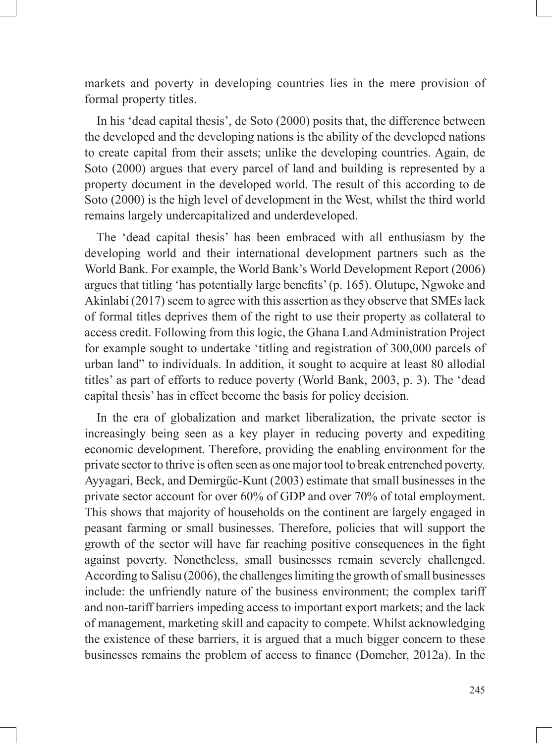markets and poverty in developing countries lies in the mere provision of formal property titles.

In his 'dead capital thesis', de Soto (2000) posits that, the difference between the developed and the developing nations is the ability of the developed nations to create capital from their assets; unlike the developing countries. Again, de Soto (2000) argues that every parcel of land and building is represented by a property document in the developed world. The result of this according to de Soto (2000) is the high level of development in the West, whilst the third world remains largely undercapitalized and underdeveloped.

The 'dead capital thesis' has been embraced with all enthusiasm by the developing world and their international development partners such as the World Bank. For example, the World Bank's World Development Report (2006) argues that titling 'has potentially large benefits' (p. 165). Olutupe, Ngwoke and Akinlabi (2017) seem to agree with this assertion as they observe that SMEs lack of formal titles deprives them of the right to use their property as collateral to access credit. Following from this logic, the Ghana Land Administration Project for example sought to undertake 'titling and registration of 300,000 parcels of urban land" to individuals. In addition, it sought to acquire at least 80 allodial titles' as part of efforts to reduce poverty (World Bank, 2003, p. 3). The 'dead capital thesis' has in effect become the basis for policy decision.

In the era of globalization and market liberalization, the private sector is increasingly being seen as a key player in reducing poverty and expediting economic development. Therefore, providing the enabling environment for the private sector to thrive is often seen as one major tool to break entrenched poverty. Ayyagari, Beck, and Demirgüc-Kunt (2003) estimate that small businesses in the private sector account for over 60% of GDP and over 70% of total employment. This shows that majority of households on the continent are largely engaged in peasant farming or small businesses. Therefore, policies that will support the growth of the sector will have far reaching positive consequences in the fight against poverty. Nonetheless, small businesses remain severely challenged. According to Salisu (2006), the challenges limiting the growth of small businesses include: the unfriendly nature of the business environment; the complex tariff and non-tariff barriers impeding access to important export markets; and the lack of management, marketing skill and capacity to compete. Whilst acknowledging the existence of these barriers, it is argued that a much bigger concern to these businesses remains the problem of access to finance (Domeher, 2012a). In the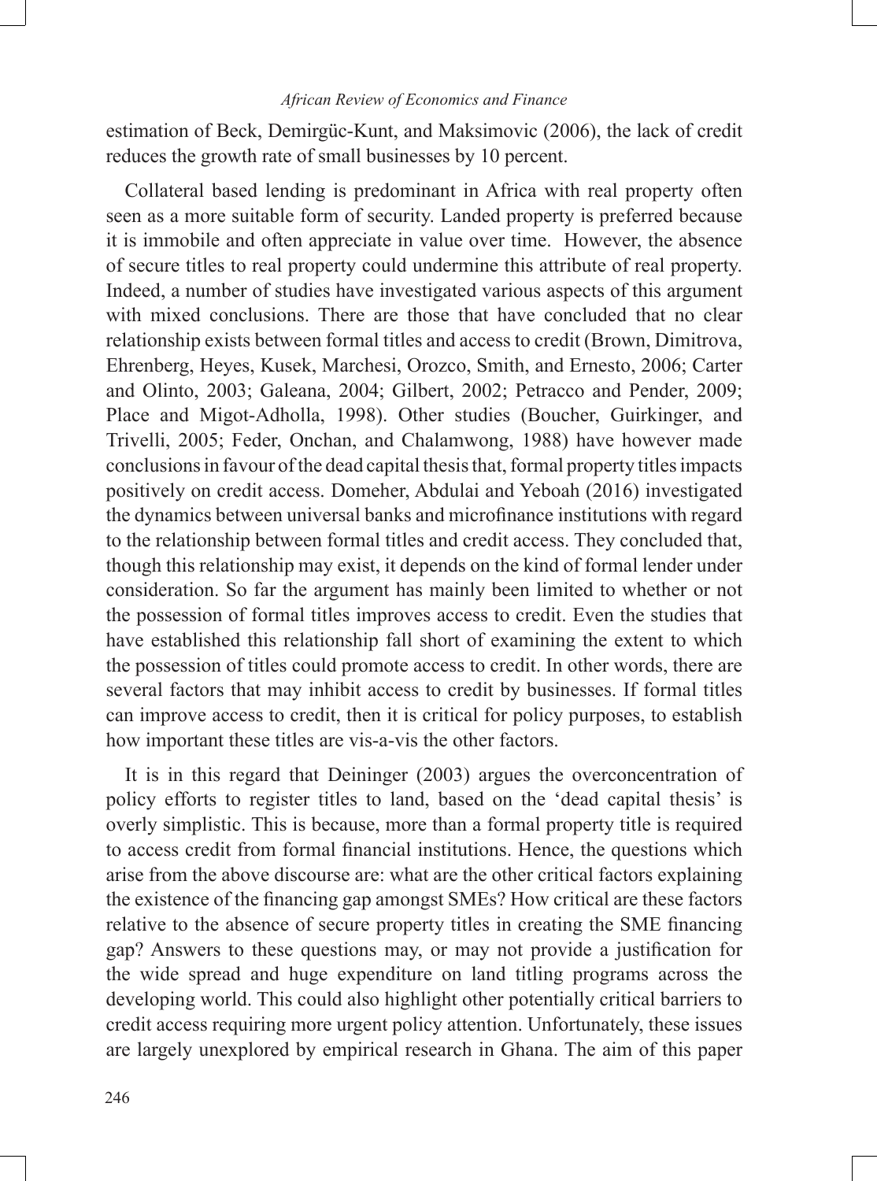estimation of Beck, Demirgüc-Kunt, and Maksimovic (2006), the lack of credit reduces the growth rate of small businesses by 10 percent.

Collateral based lending is predominant in Africa with real property often seen as a more suitable form of security. Landed property is preferred because it is immobile and often appreciate in value over time. However, the absence of secure titles to real property could undermine this attribute of real property. Indeed, a number of studies have investigated various aspects of this argument with mixed conclusions. There are those that have concluded that no clear relationship exists between formal titles and access to credit (Brown, Dimitrova, Ehrenberg, Heyes, Kusek, Marchesi, Orozco, Smith, and Ernesto, 2006; Carter and Olinto, 2003; Galeana, 2004; Gilbert, 2002; Petracco and Pender, 2009; Place and Migot-Adholla, 1998). Other studies (Boucher, Guirkinger, and Trivelli, 2005; Feder, Onchan, and Chalamwong, 1988) have however made conclusions in favour of the dead capital thesis that, formal property titles impacts positively on credit access. Domeher, Abdulai and Yeboah (2016) investigated the dynamics between universal banks and microfinance institutions with regard to the relationship between formal titles and credit access. They concluded that, though this relationship may exist, it depends on the kind of formal lender under consideration. So far the argument has mainly been limited to whether or not the possession of formal titles improves access to credit. Even the studies that have established this relationship fall short of examining the extent to which the possession of titles could promote access to credit. In other words, there are several factors that may inhibit access to credit by businesses. If formal titles can improve access to credit, then it is critical for policy purposes, to establish how important these titles are vis-a-vis the other factors.

It is in this regard that Deininger (2003) argues the overconcentration of policy efforts to register titles to land, based on the 'dead capital thesis' is overly simplistic. This is because, more than a formal property title is required to access credit from formal financial institutions. Hence, the questions which arise from the above discourse are: what are the other critical factors explaining the existence of the financing gap amongst SMEs? How critical are these factors relative to the absence of secure property titles in creating the SME financing gap? Answers to these questions may, or may not provide a justification for the wide spread and huge expenditure on land titling programs across the developing world. This could also highlight other potentially critical barriers to credit access requiring more urgent policy attention. Unfortunately, these issues are largely unexplored by empirical research in Ghana. The aim of this paper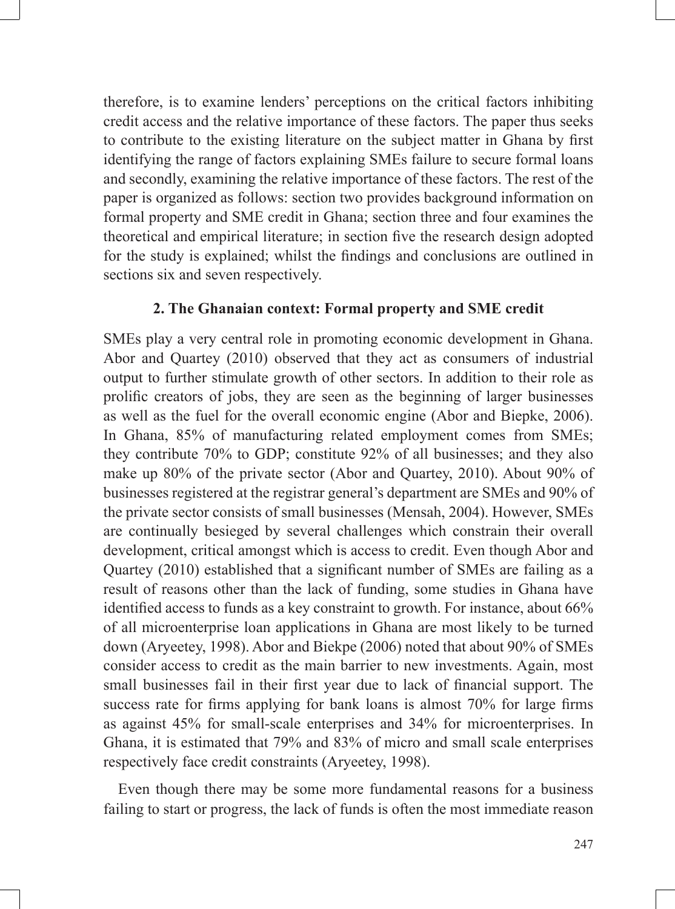therefore, is to examine lenders' perceptions on the critical factors inhibiting credit access and the relative importance of these factors. The paper thus seeks to contribute to the existing literature on the subject matter in Ghana by first identifying the range of factors explaining SMEs failure to secure formal loans and secondly, examining the relative importance of these factors. The rest of the paper is organized as follows: section two provides background information on formal property and SME credit in Ghana; section three and four examines the theoretical and empirical literature; in section five the research design adopted for the study is explained; whilst the findings and conclusions are outlined in sections six and seven respectively.

## 2. The Ghanaian context: Formal property and SME credit

SMEs play a very central role in promoting economic development in Ghana. Abor and Quartey (2010) observed that they act as consumers of industrial output to further stimulate growth of other sectors. In addition to their role as prolific creators of jobs, they are seen as the beginning of larger businesses as well as the fuel for the overall economic engine (Abor and Biepke, 2006). In Ghana, 85% of manufacturing related employment comes from SMEs; they contribute 70% to GDP; constitute 92% of all businesses; and they also make up 80% of the private sector (Abor and Quartey, 2010). About 90% of businesses registered at the registrar general's department are SMEs and 90% of the private sector consists of small businesses (Mensah, 2004). However, SMEs are continually besieged by several challenges which constrain their overall development, critical amongst which is access to credit. Even though Abor and Quartey (2010) established that a significant number of SMEs are failing as a result of reasons other than the lack of funding, some studies in Ghana have identified access to funds as a key constraint to growth. For instance, about 66% of all microenterprise loan applications in Ghana are most likely to be turned down (Aryeetey, 1998). Abor and Biekpe (2006) noted that about 90% of SMEs consider access to credit as the main barrier to new investments. Again, most small businesses fail in their first year due to lack of financial support. The success rate for firms applying for bank loans is almost 70% for large firms as against 45% for small-scale enterprises and 34% for microenterprises. In Ghana, it is estimated that 79% and 83% of micro and small scale enterprises respectively face credit constraints (Aryeetey, 1998).

Even though there may be some more fundamental reasons for a business failing to start or progress, the lack of funds is often the most immediate reason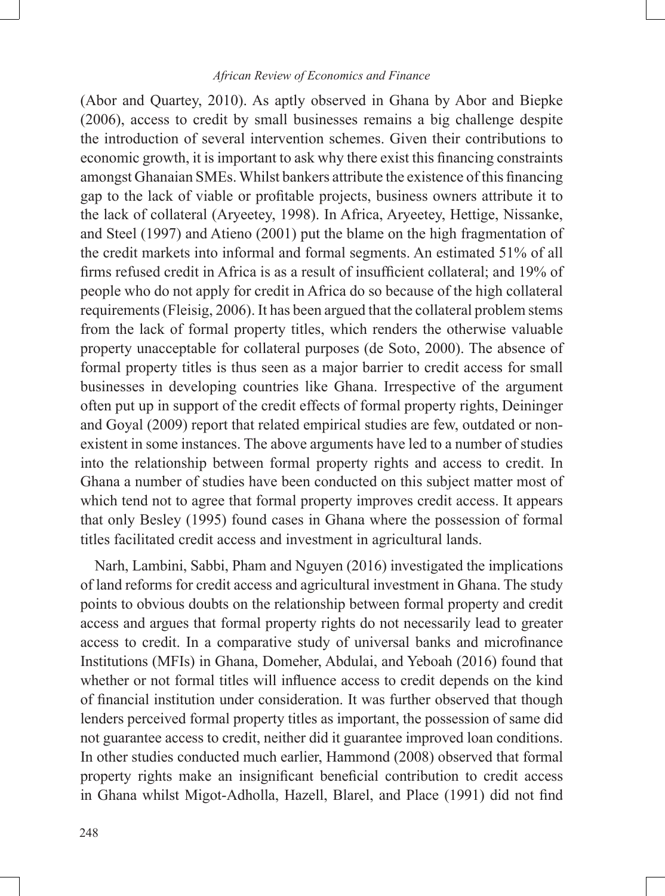(Abor and Quartey, 2010). As aptly observed in Ghana by Abor and Biepke (2006), access to credit by small businesses remains a big challenge despite the introduction of several intervention schemes. Given their contributions to economic growth, it is important to ask why there exist this financing constraints amongst Ghanaian SMEs. Whilst bankers attribute the existence of this financing gap to the lack of viable or profitable projects, business owners attribute it to the lack of collateral (Aryeetey, 1998). In Africa, Aryeetey, Hettige, Nissanke, and Steel (1997) and Atieno (2001) put the blame on the high fragmentation of the credit markets into informal and formal segments. An estimated 51% of all firms refused credit in Africa is as a result of insufficient collateral; and 19% of people who do not apply for credit in Africa do so because of the high collateral requirements (Fleisig, 2006). It has been argued that the collateral problem stems from the lack of formal property titles, which renders the otherwise valuable property unacceptable for collateral purposes (de Soto, 2000). The absence of formal property titles is thus seen as a major barrier to credit access for small businesses in developing countries like Ghana. Irrespective of the argument often put up in support of the credit effects of formal property rights, Deininger and Goyal (2009) report that related empirical studies are few, outdated or non-existent in some instances. The above arguments have led to a number of studies into the relationship between formal property rights and access to credit. In Ghana a number of studies have been conducted on this subject matter most of which tend not to agree that formal property improves credit access. It appears that only Besley (1995) found cases in Ghana where the possession of formal titles facilitated credit access and investment in agricultural lands.

Narh, Lambini, Sabbi, Pham and Nguyen (2016) investigated the implications of land reforms for credit access and agricultural investment in Ghana. The study points to obvious doubts on the relationship between formal property and credit access and argues that formal property rights do not necessarily lead to greater access to credit. In a comparative study of universal banks and microfinance Institutions (MFIs) in Ghana, Domeher, Abdulai, and Yeboah (2016) found that whether or not formal titles will influence access to credit depends on the kind of financial institution under consideration. It was further observed that though lenders perceived formal property titles as important, the possession of same did not guarantee access to credit, neither did it guarantee improved loan conditions. In other studies conducted much earlier, Hammond (2008) observed that formal property rights make an insignificant beneficial contribution to credit access in Ghana whilst Migot-Adholla, Hazell, Blarel, and Place (1991) did not find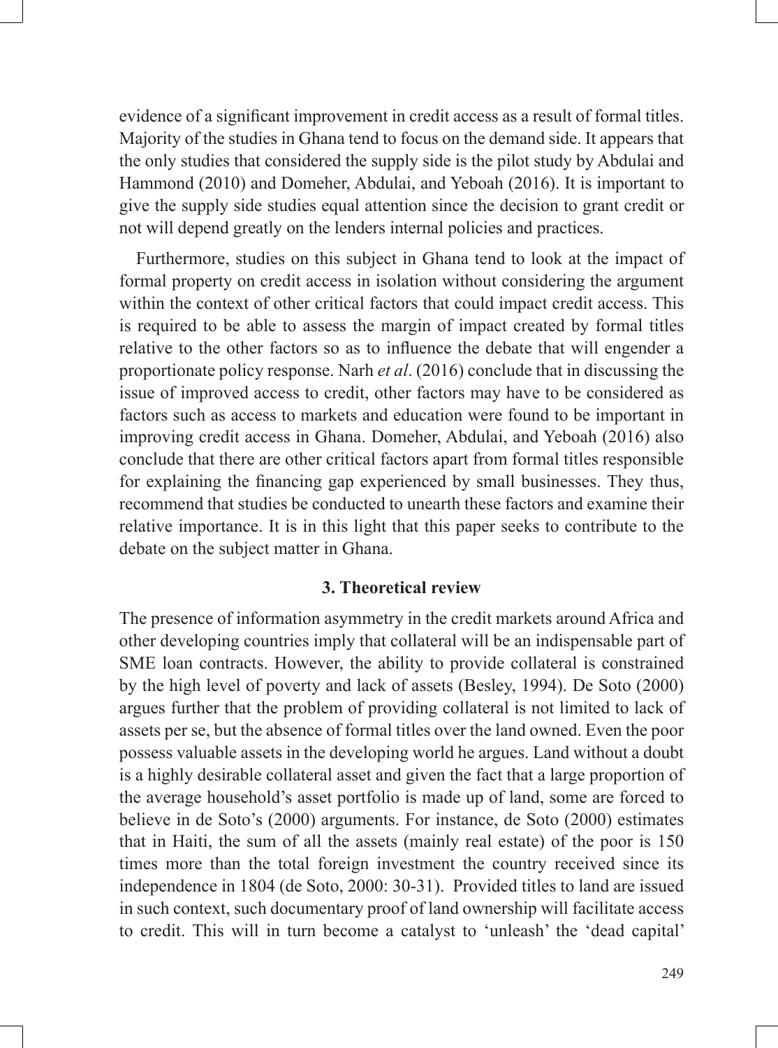evidence of a significant improvement in credit access as a result of formal titles. Majority of the studies in Ghana tend to focus on the demand side. It appears that the only studies that considered the supply side is the pilot study by Abdulai and Hammond (2010) and Domeher, Abdulai, and Yeboah (2016). It is important to give the supply side studies equal attention since the decision to grant credit or not will depend greatly on the lenders internal policies and practices.

Furthermore, studies on this subject in Ghana tend to look at the impact of formal property on credit access in isolation without considering the argument within the context of other critical factors that could impact credit access. This is required to be able to assess the margin of impact created by formal titles relative to the other factors so as to influence the debate that will engender a proportionate policy response. Narh *et al*. (2016) conclude that in discussing the issue of improved access to credit, other factors may have to be considered as factors such as access to markets and education were found to be important in improving credit access in Ghana. Domeher, Abdulai, and Yeboah (2016) also conclude that there are other critical factors apart from formal titles responsible for explaining the financing gap experienced by small businesses. They thus, recommend that studies be conducted to unearth these factors and examine their relative importance. It is in this light that this paper seeks to contribute to the debate on the subject matter in Ghana.

## 3. Theoretical review

The presence of information asymmetry in the credit markets around Africa and other developing countries imply that collateral will be an indispensable part of SME loan contracts. However, the ability to provide collateral is constrained by the high level of poverty and lack of assets (Besley, 1994). De Soto (2000) argues further that the problem of providing collateral is not limited to lack of assets per se, but the absence of formal titles over the land owned. Even the poor possess valuable assets in the developing world he argues. Land without a doubt is a highly desirable collateral asset and given the fact that a large proportion of the average household's asset portfolio is made up of land, some are forced to believe in de Soto's (2000) arguments. For instance, de Soto (2000) estimates that in Haiti, the sum of all the assets (mainly real estate) of the poor is 150 times more than the total foreign investment the country received since its independence in 1804 (de Soto, 2000: 30-31). Provided titles to land are issued in such context, such documentary proof of land ownership will facilitate access to credit. This will in turn become a catalyst to 'unleash' the 'dead capital'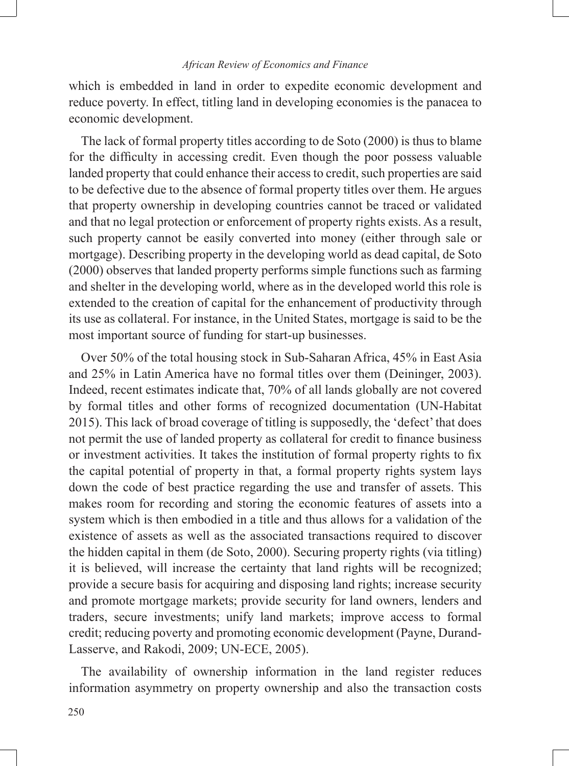which is embedded in land in order to expedite economic development and reduce poverty. In effect, titling land in developing economies is the panacea to economic development.

The lack of formal property titles according to de Soto (2000) is thus to blame for the difficulty in accessing credit. Even though the poor possess valuable landed property that could enhance their access to credit, such properties are said to be defective due to the absence of formal property titles over them. He argues that property ownership in developing countries cannot be traced or validated and that no legal protection or enforcement of property rights exists. As a result, such property cannot be easily converted into money (either through sale or mortgage). Describing property in the developing world as dead capital, de Soto (2000) observes that landed property performs simple functions such as farming and shelter in the developing world, where as in the developed world this role is extended to the creation of capital for the enhancement of productivity through its use as collateral. For instance, in the United States, mortgage is said to be the most important source of funding for start-up businesses.

Over 50% of the total housing stock in Sub-Saharan Africa, 45% in East Asia and 25% in Latin America have no formal titles over them (Deininger, 2003). Indeed, recent estimates indicate that, 70% of all lands globally are not covered by formal titles and other forms of recognized documentation (UN-Habitat 2015). This lack of broad coverage of titling is supposedly, the 'defect' that does not permit the use of landed property as collateral for credit to finance business or investment activities. It takes the institution of formal property rights to fix the capital potential of property in that, a formal property rights system lays down the code of best practice regarding the use and transfer of assets. This makes room for recording and storing the economic features of assets into a system which is then embodied in a title and thus allows for a validation of the existence of assets as well as the associated transactions required to discover the hidden capital in them (de Soto, 2000). Securing property rights (via titling) it is believed, will increase the certainty that land rights will be recognized; provide a secure basis for acquiring and disposing land rights; increase security and promote mortgage markets; provide security for land owners, lenders and traders, secure investments; unify land markets; improve access to formal credit; reducing poverty and promoting economic development (Payne, Durand-Lasserve, and Rakodi, 2009; UN-ECE, 2005).

The availability of ownership information in the land register reduces information asymmetry on property ownership and also the transaction costs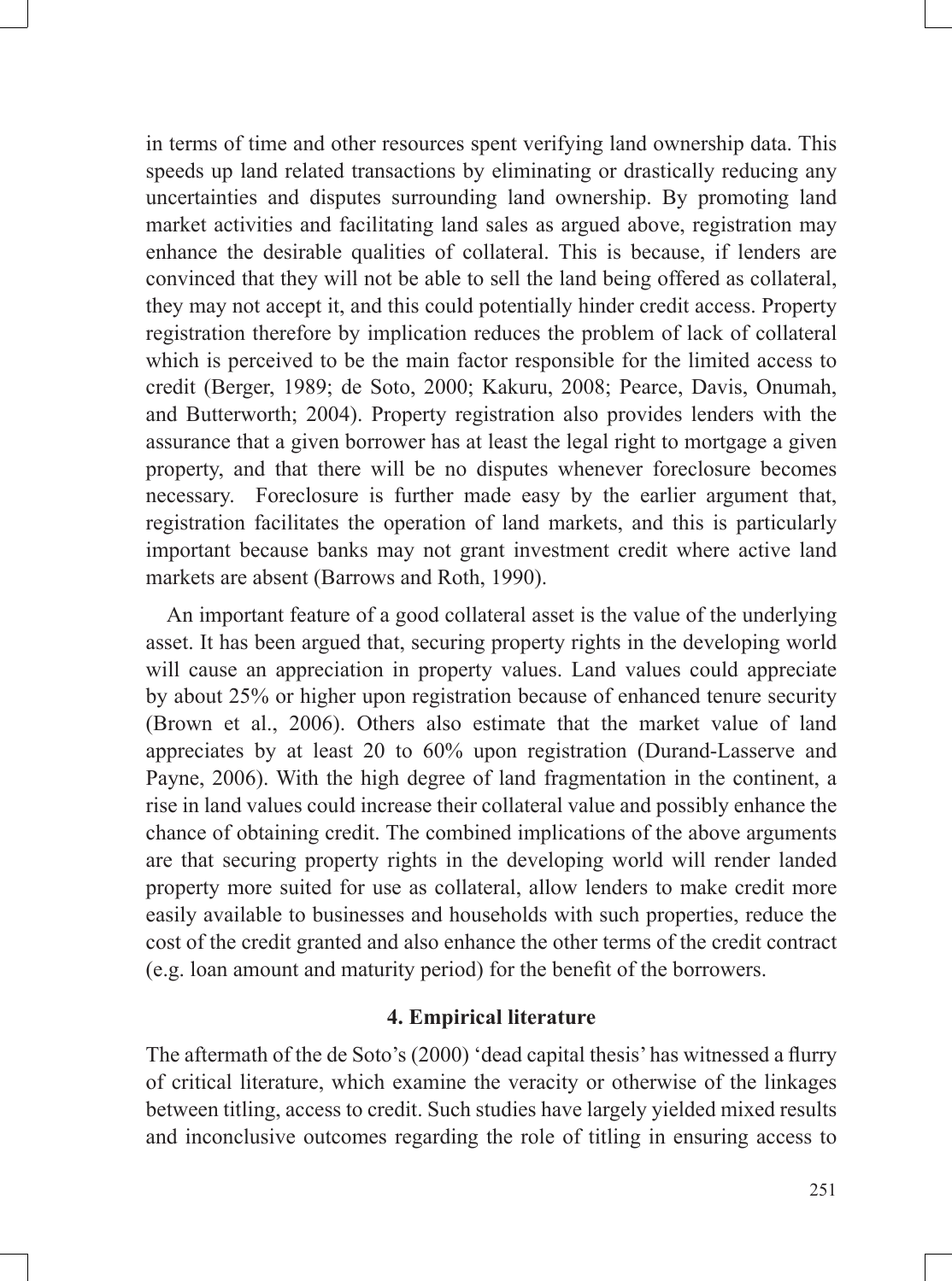in terms of time and other resources spent verifying land ownership data. This speeds up land related transactions by eliminating or drastically reducing any uncertainties and disputes surrounding land ownership. By promoting land market activities and facilitating land sales as argued above, registration may enhance the desirable qualities of collateral. This is because, if lenders are convinced that they will not be able to sell the land being offered as collateral, they may not accept it, and this could potentially hinder credit access. Property registration therefore by implication reduces the problem of lack of collateral which is perceived to be the main factor responsible for the limited access to credit (Berger, 1989; de Soto, 2000; Kakuru, 2008; Pearce, Davis, Onumah, and Butterworth; 2004). Property registration also provides lenders with the assurance that a given borrower has at least the legal right to mortgage a given property, and that there will be no disputes whenever foreclosure becomes necessary. Foreclosure is further made easy by the earlier argument that, registration facilitates the operation of land markets, and this is particularly important because banks may not grant investment credit where active land markets are absent (Barrows and Roth, 1990).

An important feature of a good collateral asset is the value of the underlying asset. It has been argued that, securing property rights in the developing world will cause an appreciation in property values. Land values could appreciate by about 25% or higher upon registration because of enhanced tenure security (Brown et al., 2006). Others also estimate that the market value of land appreciates by at least 20 to 60% upon registration (Durand-Lasserve and Payne, 2006). With the high degree of land fragmentation in the continent, a rise in land values could increase their collateral value and possibly enhance the chance of obtaining credit. The combined implications of the above arguments are that securing property rights in the developing world will render landed property more suited for use as collateral, allow lenders to make credit more easily available to businesses and households with such properties, reduce the cost of the credit granted and also enhance the other terms of the credit contract (e.g. loan amount and maturity period) for the benefit of the borrowers.

## 4. Empirical literature

The aftermath of the de Soto's (2000) 'dead capital thesis' has witnessed a flurry of critical literature, which examine the veracity or otherwise of the linkages between titling, access to credit. Such studies have largely yielded mixed results and inconclusive outcomes regarding the role of titling in ensuring access to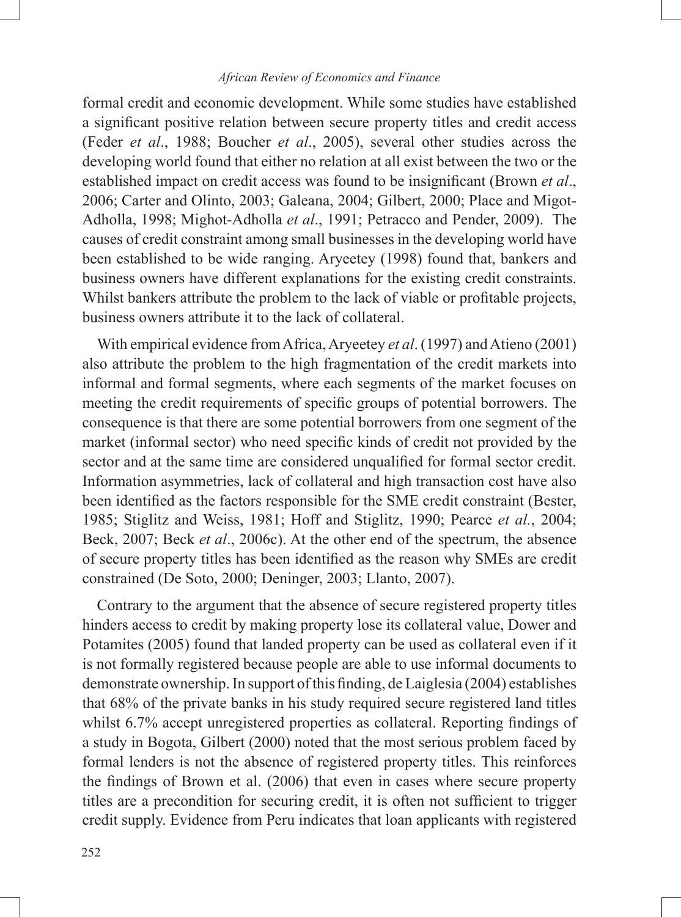formal credit and economic development. While some studies have established a significant positive relation between secure property titles and credit access (Feder *et al*., 1988; Boucher *et al*., 2005), several other studies across the developing world found that either no relation at all exist between the two or the established impact on credit access was found to be insignificant (Brown *et al*., 2006; Carter and Olinto, 2003; Galeana, 2004; Gilbert, 2000; Place and Migot-Adholla, 1998; Mighot-Adholla *et al*., 1991; Petracco and Pender, 2009). The causes of credit constraint among small businesses in the developing world have been established to be wide ranging. Aryeetey (1998) found that, bankers and business owners have different explanations for the existing credit constraints. Whilst bankers attribute the problem to the lack of viable or profitable projects, business owners attribute it to the lack of collateral.

With empirical evidence from Africa, Aryeetey *et al*. (1997) and Atieno (2001) also attribute the problem to the high fragmentation of the credit markets into informal and formal segments, where each segments of the market focuses on meeting the credit requirements of specific groups of potential borrowers. The consequence is that there are some potential borrowers from one segment of the market (informal sector) who need specific kinds of credit not provided by the sector and at the same time are considered unqualified for formal sector credit. Information asymmetries, lack of collateral and high transaction cost have also been identified as the factors responsible for the SME credit constraint (Bester, 1985; Stiglitz and Weiss, 1981; Hoff and Stiglitz, 1990; Pearce *et al.*, 2004; Beck, 2007; Beck *et al*., 2006c). At the other end of the spectrum, the absence of secure property titles has been identified as the reason why SMEs are credit constrained (De Soto, 2000; Deninger, 2003; Llanto, 2007).

Contrary to the argument that the absence of secure registered property titles hinders access to credit by making property lose its collateral value, Dower and Potamites (2005) found that landed property can be used as collateral even if it is not formally registered because people are able to use informal documents to demonstrate ownership. In support of this finding, de Laiglesia (2004) establishes that 68% of the private banks in his study required secure registered land titles whilst 6.7% accept unregistered properties as collateral. Reporting findings of a study in Bogota, Gilbert (2000) noted that the most serious problem faced by formal lenders is not the absence of registered property titles. This reinforces the findings of Brown et al. (2006) that even in cases where secure property titles are a precondition for securing credit, it is often not sufficient to trigger credit supply. Evidence from Peru indicates that loan applicants with registered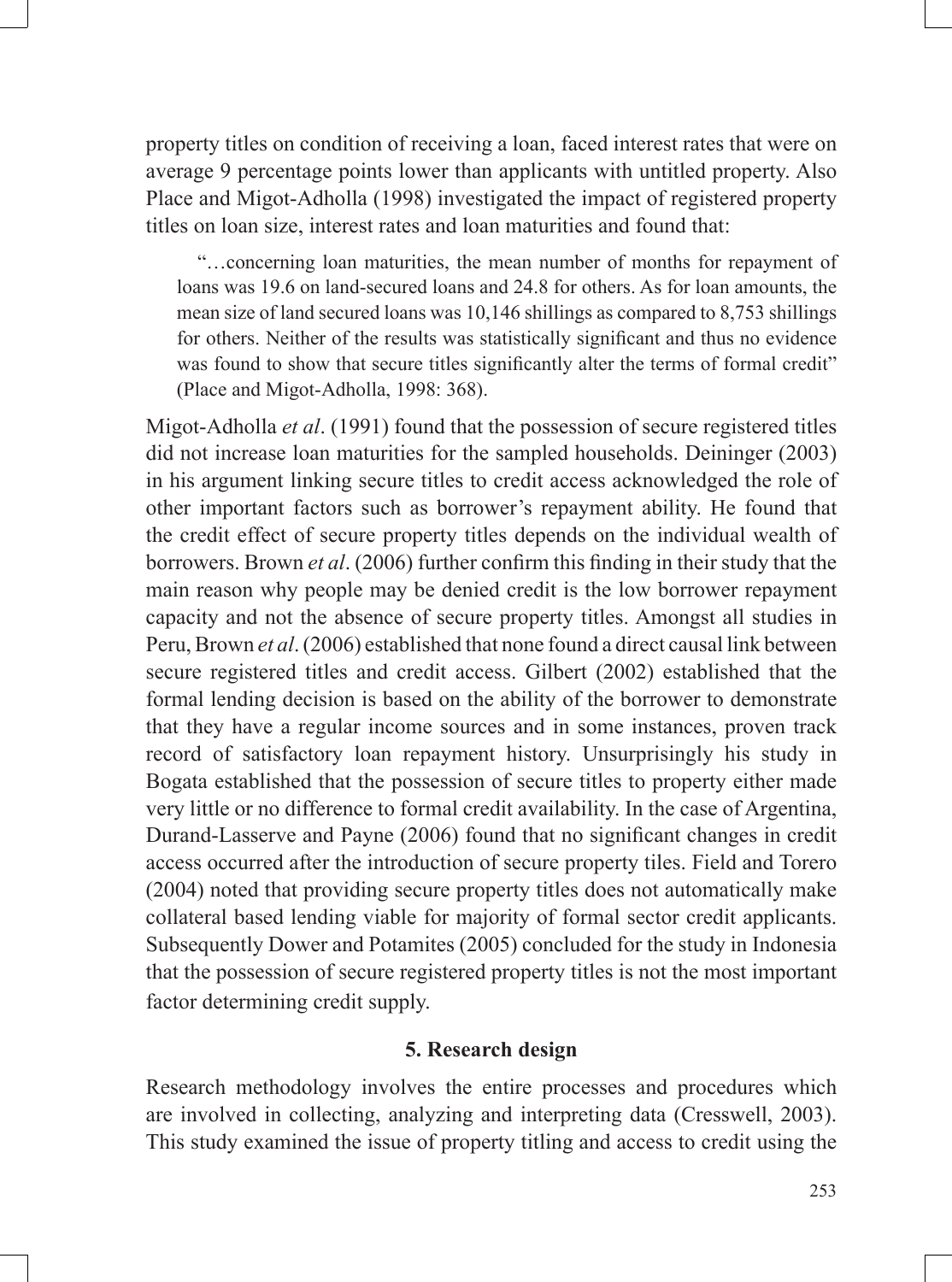property titles on condition of receiving a loan, faced interest rates that were on average 9 percentage points lower than applicants with untitled property. Also Place and Migot-Adholla (1998) investigated the impact of registered property titles on loan size, interest rates and loan maturities and found that:

> "…concerning loan maturities, the mean number of months for repayment of loans was 19.6 on land-secured loans and 24.8 for others. As for loan amounts, the mean size of land secured loans was 10,146 shillings as compared to 8,753 shillings for others. Neither of the results was statistically significant and thus no evidence was found to show that secure titles significantly alter the terms of formal credit" (Place and Migot-Adholla, 1998: 368).

Migot-Adholla *et al*. (1991) found that the possession of secure registered titles did not increase loan maturities for the sampled households. Deininger (2003) in his argument linking secure titles to credit access acknowledged the role of other important factors such as borrower's repayment ability. He found that the credit effect of secure property titles depends on the individual wealth of borrowers. Brown *et al*. (2006) further confirm this finding in their study that the main reason why people may be denied credit is the low borrower repayment capacity and not the absence of secure property titles. Amongst all studies in Peru, Brown *et al*. (2006) established that none found a direct causal link between secure registered titles and credit access. Gilbert (2002) established that the formal lending decision is based on the ability of the borrower to demonstrate that they have a regular income sources and in some instances, proven track record of satisfactory loan repayment history. Unsurprisingly his study in Bogata established that the possession of secure titles to property either made very little or no difference to formal credit availability. In the case of Argentina, Durand-Lasserve and Payne (2006) found that no significant changes in credit access occurred after the introduction of secure property tiles. Field and Torero (2004) noted that providing secure property titles does not automatically make collateral based lending viable for majority of formal sector credit applicants. Subsequently Dower and Potamites (2005) concluded for the study in Indonesia that the possession of secure registered property titles is not the most important factor determining credit supply.

## 5. Research design

Research methodology involves the entire processes and procedures which are involved in collecting, analyzing and interpreting data (Cresswell, 2003). This study examined the issue of property titling and access to credit using the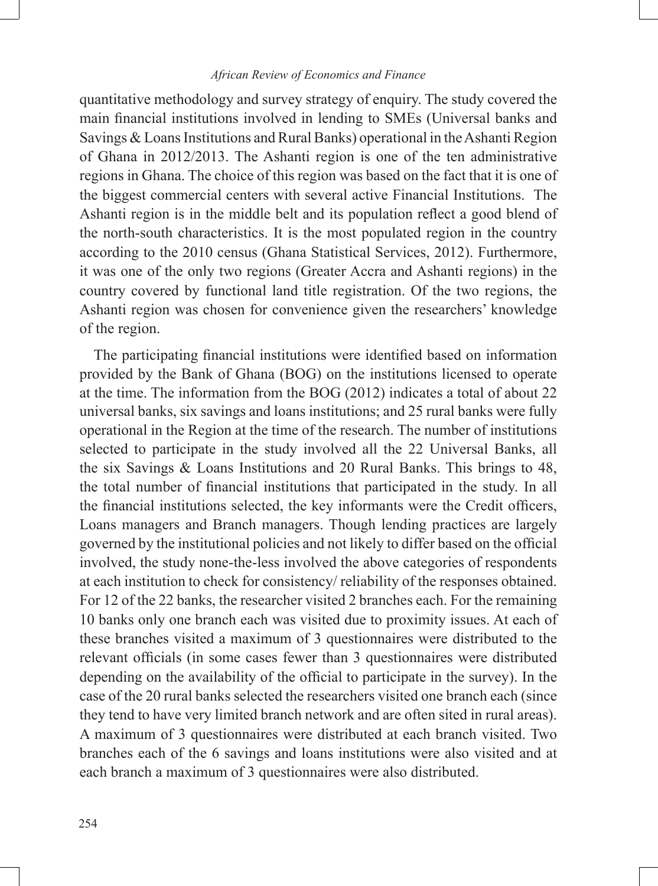quantitative methodology and survey strategy of enquiry. The study covered the main financial institutions involved in lending to SMEs (Universal banks and Savings & Loans Institutions and Rural Banks) operational in the Ashanti Region of Ghana in 2012/2013. The Ashanti region is one of the ten administrative regions in Ghana. The choice of this region was based on the fact that it is one of the biggest commercial centers with several active Financial Institutions. The Ashanti region is in the middle belt and its population reflect a good blend of the north-south characteristics. It is the most populated region in the country according to the 2010 census (Ghana Statistical Services, 2012). Furthermore, it was one of the only two regions (Greater Accra and Ashanti regions) in the country covered by functional land title registration. Of the two regions, the Ashanti region was chosen for convenience given the researchers' knowledge of the region.

The participating financial institutions were identified based on information provided by the Bank of Ghana (BOG) on the institutions licensed to operate at the time. The information from the BOG (2012) indicates a total of about 22 universal banks, six savings and loans institutions; and 25 rural banks were fully operational in the Region at the time of the research. The number of institutions selected to participate in the study involved all the 22 Universal Banks, all the six Savings & Loans Institutions and 20 Rural Banks. This brings to 48, the total number of financial institutions that participated in the study. In all the financial institutions selected, the key informants were the Credit officers, Loans managers and Branch managers. Though lending practices are largely governed by the institutional policies and not likely to differ based on the official involved, the study none-the-less involved the above categories of respondents at each institution to check for consistency/ reliability of the responses obtained. For 12 of the 22 banks, the researcher visited 2 branches each. For the remaining 10 banks only one branch each was visited due to proximity issues. At each of these branches visited a maximum of 3 questionnaires were distributed to the relevant officials (in some cases fewer than 3 questionnaires were distributed depending on the availability of the official to participate in the survey). In the case of the 20 rural banks selected the researchers visited one branch each (since they tend to have very limited branch network and are often sited in rural areas). A maximum of 3 questionnaires were distributed at each branch visited. Two branches each of the 6 savings and loans institutions were also visited and at each branch a maximum of 3 questionnaires were also distributed.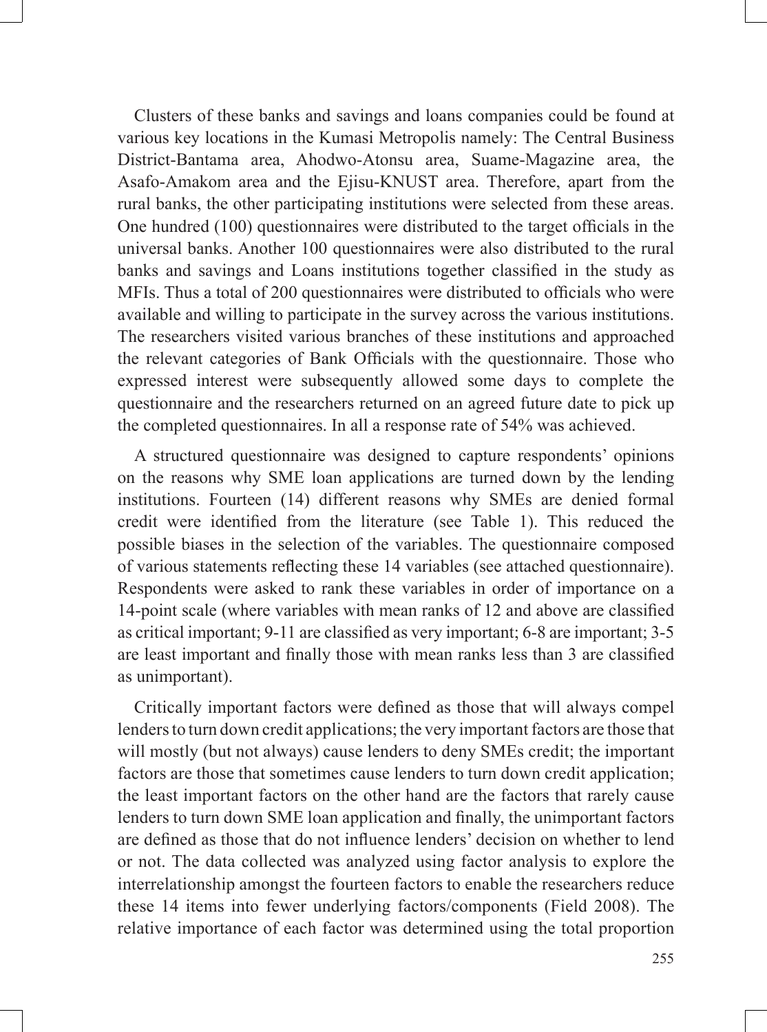Clusters of these banks and savings and loans companies could be found at various key locations in the Kumasi Metropolis namely: The Central Business District-Bantama area, Ahodwo-Atonsu area, Suame-Magazine area, the Asafo-Amakom area and the Ejisu-KNUST area. Therefore, apart from the rural banks, the other participating institutions were selected from these areas. One hundred (100) questionnaires were distributed to the target officials in the universal banks. Another 100 questionnaires were also distributed to the rural banks and savings and Loans institutions together classified in the study as MFIs. Thus a total of 200 questionnaires were distributed to officials who were available and willing to participate in the survey across the various institutions. The researchers visited various branches of these institutions and approached the relevant categories of Bank Officials with the questionnaire. Those who expressed interest were subsequently allowed some days to complete the questionnaire and the researchers returned on an agreed future date to pick up the completed questionnaires. In all a response rate of 54% was achieved.

A structured questionnaire was designed to capture respondents' opinions on the reasons why SME loan applications are turned down by the lending institutions. Fourteen (14) different reasons why SMEs are denied formal credit were identified from the literature (see Table 1). This reduced the possible biases in the selection of the variables. The questionnaire composed of various statements reflecting these 14 variables (see attached questionnaire). Respondents were asked to rank these variables in order of importance on a 14-point scale (where variables with mean ranks of 12 and above are classified as critical important; 9-11 are classified as very important; 6-8 are important; 3-5 are least important and finally those with mean ranks less than 3 are classified as unimportant).

Critically important factors were defined as those that will always compel lenders to turn down credit applications; the very important factors are those that will mostly (but not always) cause lenders to deny SMEs credit; the important factors are those that sometimes cause lenders to turn down credit application; the least important factors on the other hand are the factors that rarely cause lenders to turn down SME loan application and finally, the unimportant factors are defined as those that do not influence lenders' decision on whether to lend or not. The data collected was analyzed using factor analysis to explore the interrelationship amongst the fourteen factors to enable the researchers reduce these 14 items into fewer underlying factors/components (Field 2008). The relative importance of each factor was determined using the total proportion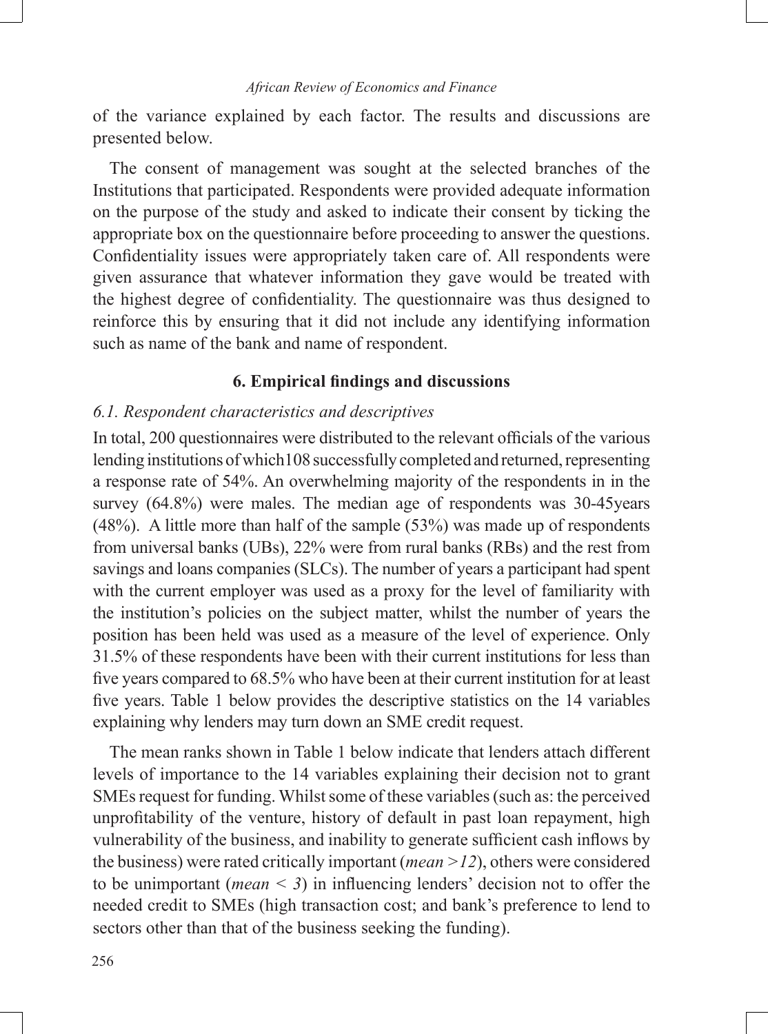of the variance explained by each factor. The results and discussions are presented below.

The consent of management was sought at the selected branches of the Institutions that participated. Respondents were provided adequate information on the purpose of the study and asked to indicate their consent by ticking the appropriate box on the questionnaire before proceeding to answer the questions. Confidentiality issues were appropriately taken care of. All respondents were given assurance that whatever information they gave would be treated with the highest degree of confidentiality. The questionnaire was thus designed to reinforce this by ensuring that it did not include any identifying information such as name of the bank and name of respondent.

## 6. Empirical findings and discussions

### *6.1. Respondent characteristics and descriptives*

In total, 200 questionnaires were distributed to the relevant officials of the various lending institutions of which108 successfully completed and returned, representing a response rate of 54%. An overwhelming majority of the respondents in in the survey (64.8%) were males. The median age of respondents was 30-45years (48%). A little more than half of the sample (53%) was made up of respondents from universal banks (UBs), 22% were from rural banks (RBs) and the rest from savings and loans companies (SLCs). The number of years a participant had spent with the current employer was used as a proxy for the level of familiarity with the institution's policies on the subject matter, whilst the number of years the position has been held was used as a measure of the level of experience. Only 31.5% of these respondents have been with their current institutions for less than five years compared to 68.5% who have been at their current institution for at least five years. Table 1 below provides the descriptive statistics on the 14 variables explaining why lenders may turn down an SME credit request.

The mean ranks shown in Table 1 below indicate that lenders attach different levels of importance to the 14 variables explaining their decision not to grant SMEs request for funding. Whilst some of these variables (such as: the perceived unprofitability of the venture, history of default in past loan repayment, high vulnerability of the business, and inability to generate sufficient cash inflows by the business) were rated critically important (*mean >12*), others were considered to be unimportant (*mean < 3*) in influencing lenders' decision not to offer the needed credit to SMEs (high transaction cost; and bank's preference to lend to sectors other than that of the business seeking the funding).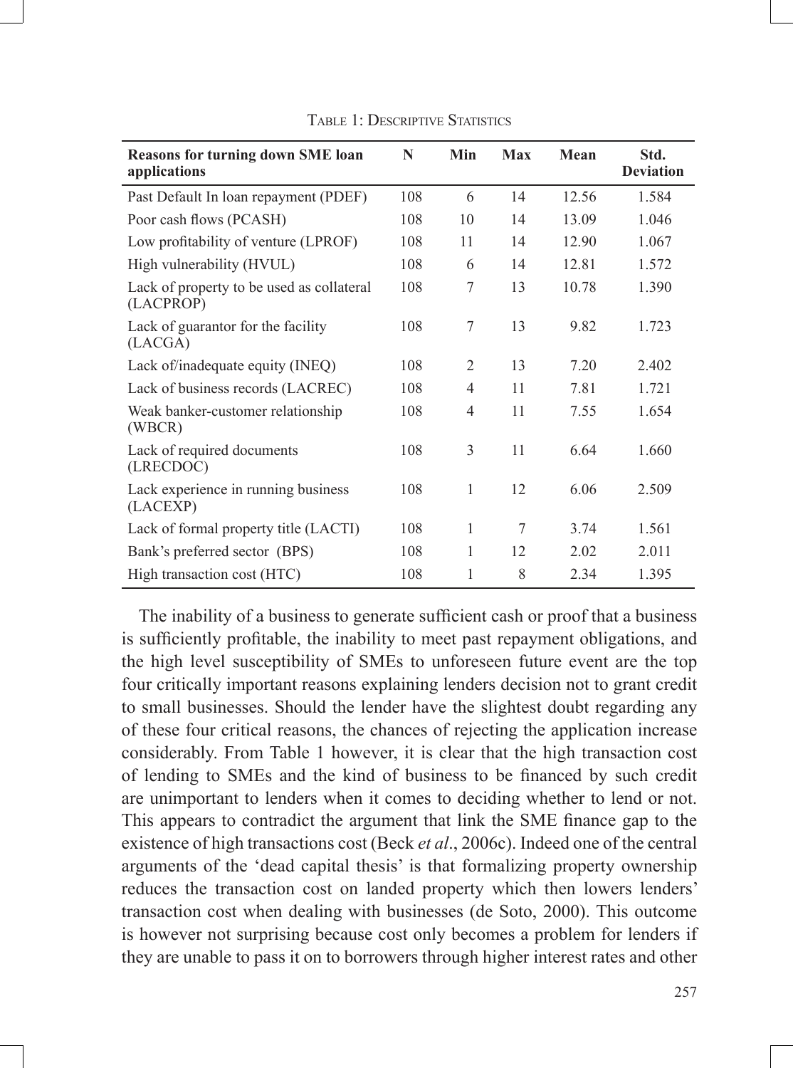Table 1: Descriptive Statistics

| Reasons for turning down SME loan applications | N | Min | Max | Mean | Std. Deviation |
|---|---|---|---|---|---|
| Past Default In loan repayment (PDEF) | 108 | 6 | 14 | 12.56 | 1.584 |
| Poor cash flows (PCASH) | 108 | 10 | 14 | 13.09 | 1.046 |
| Low profitability of venture (LPROF) | 108 | 11 | 14 | 12.90 | 1.067 |
| High vulnerability (HVUL) | 108 | 6 | 14 | 12.81 | 1.572 |
| Lack of property to be used as collateral (LACPROP) | 108 | 7 | 13 | 10.78 | 1.390 |
| Lack of guarantor for the facility (LACGA) | 108 | 7 | 13 | 9.82 | 1.723 |
| Lack of/inadequate equity (INEQ) | 108 | 2 | 13 | 7.20 | 2.402 |
| Lack of business records (LACREC) | 108 | 4 | 11 | 7.81 | 1.721 |
| Weak banker-customer relationship (WBCR) | 108 | 4 | 11 | 7.55 | 1.654 |
| Lack of required documents (LRECDOC) | 108 | 3 | 11 | 6.64 | 1.660 |
| Lack experience in running business (LACEXP) | 108 | 1 | 12 | 6.06 | 2.509 |
| Lack of formal property title (LACTI) | 108 | 1 | 7 | 3.74 | 1.561 |
| Bank's preferred sector (BPS) | 108 | 1 | 12 | 2.02 | 2.011 |
| High transaction cost (HTC) | 108 | 1 | 8 | 2.34 | 1.395 |

The inability of a business to generate sufficient cash or proof that a business is sufficiently profitable, the inability to meet past repayment obligations, and the high level susceptibility of SMEs to unforeseen future event are the top four critically important reasons explaining lenders decision not to grant credit to small businesses. Should the lender have the slightest doubt regarding any of these four critical reasons, the chances of rejecting the application increase considerably. From Table 1 however, it is clear that the high transaction cost of lending to SMEs and the kind of business to be financed by such credit are unimportant to lenders when it comes to deciding whether to lend or not. This appears to contradict the argument that link the SME finance gap to the existence of high transactions cost (Beck *et al*., 2006c). Indeed one of the central arguments of the 'dead capital thesis' is that formalizing property ownership reduces the transaction cost on landed property which then lowers lenders' transaction cost when dealing with businesses (de Soto, 2000). This outcome is however not surprising because cost only becomes a problem for lenders if they are unable to pass it on to borrowers through higher interest rates and other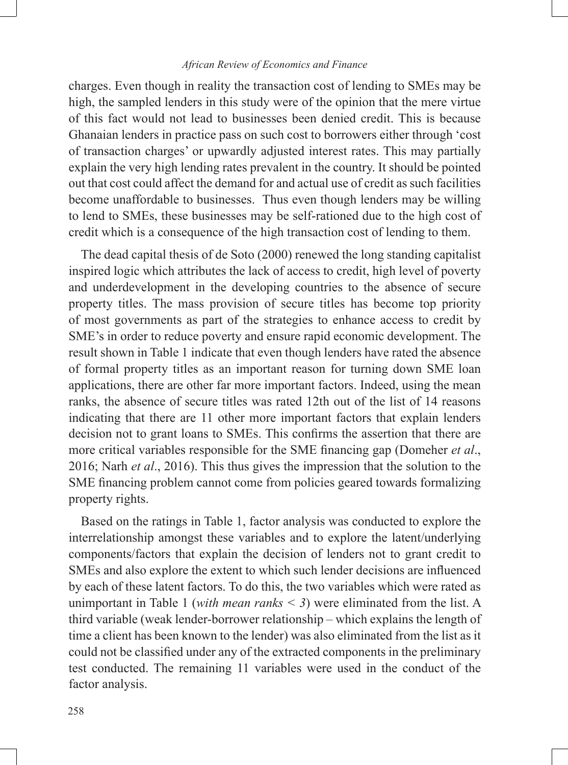charges. Even though in reality the transaction cost of lending to SMEs may be high, the sampled lenders in this study were of the opinion that the mere virtue of this fact would not lead to businesses been denied credit. This is because Ghanaian lenders in practice pass on such cost to borrowers either through 'cost of transaction charges' or upwardly adjusted interest rates. This may partially explain the very high lending rates prevalent in the country. It should be pointed out that cost could affect the demand for and actual use of credit as such facilities become unaffordable to businesses. Thus even though lenders may be willing to lend to SMEs, these businesses may be self-rationed due to the high cost of credit which is a consequence of the high transaction cost of lending to them.

The dead capital thesis of de Soto (2000) renewed the long standing capitalist inspired logic which attributes the lack of access to credit, high level of poverty and underdevelopment in the developing countries to the absence of secure property titles. The mass provision of secure titles has become top priority of most governments as part of the strategies to enhance access to credit by SME's in order to reduce poverty and ensure rapid economic development. The result shown in Table 1 indicate that even though lenders have rated the absence of formal property titles as an important reason for turning down SME loan applications, there are other far more important factors. Indeed, using the mean ranks, the absence of secure titles was rated 12th out of the list of 14 reasons indicating that there are 11 other more important factors that explain lenders decision not to grant loans to SMEs. This confirms the assertion that there are more critical variables responsible for the SME financing gap (Domeher *et al*., 2016; Narh *et al*., 2016). This thus gives the impression that the solution to the SME financing problem cannot come from policies geared towards formalizing property rights.

Based on the ratings in Table 1, factor analysis was conducted to explore the interrelationship amongst these variables and to explore the latent/underlying components/factors that explain the decision of lenders not to grant credit to SMEs and also explore the extent to which such lender decisions are influenced by each of these latent factors. To do this, the two variables which were rated as unimportant in Table 1 (*with mean ranks < 3*) were eliminated from the list. A third variable (weak lender-borrower relationship – which explains the length of time a client has been known to the lender) was also eliminated from the list as it could not be classified under any of the extracted components in the preliminary test conducted. The remaining 11 variables were used in the conduct of the factor analysis.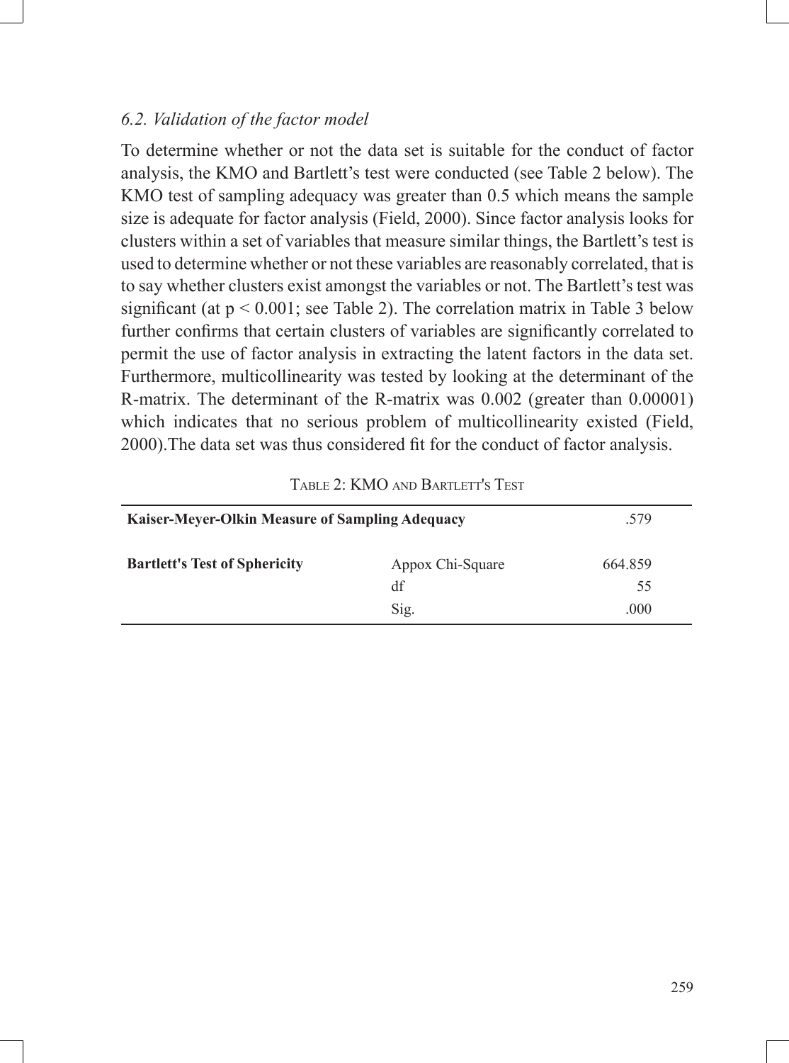### *6.2. Validation of the factor model*

To determine whether or not the data set is suitable for the conduct of factor analysis, the KMO and Bartlett's test were conducted (see Table 2 below). The KMO test of sampling adequacy was greater than 0.5 which means the sample size is adequate for factor analysis (Field, 2000). Since factor analysis looks for clusters within a set of variables that measure similar things, the Bartlett's test is used to determine whether or not these variables are reasonably correlated, that is to say whether clusters exist amongst the variables or not. The Bartlett's test was significant (at $p < 0.001$; see Table 2). The correlation matrix in Table 3 below further confirms that certain clusters of variables are significantly correlated to permit the use of factor analysis in extracting the latent factors in the data set. Furthermore, multicollinearity was tested by looking at the determinant of the R-matrix. The determinant of the R-matrix was 0.002 (greater than 0.00001) which indicates that no serious problem of multicollinearity existed (Field, 2000).The data set was thus considered fit for the conduct of factor analysis.

Table 2: KMO and Bartlett's Test

| | | |
|---|---|---|
| **Kaiser-Meyer-Olkin Measure of Sampling Adequacy** | | .579 |
| **Bartlett's Test of Sphericity** | Appox Chi-Square | 664.859 |
| | df | 55 |
| | Sig. | .000 |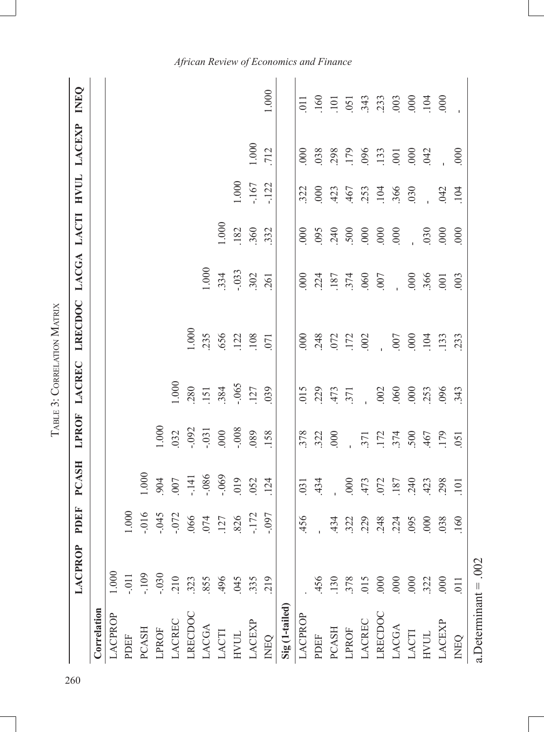Table 3: Correlation Matrix

| | LACPROP | PDEF | PCASH | LPROF | LACREC | LRECDOC | LACGA | LACTI | HVUL | LACEXP | INEQ |
|---|---|---|---|---|---|---|---|---|---|---|---|
| **Correlation** | | | | | | | | | | | |
| LACPROP | 1.000 | | | | | | | | | | |
| PDEF | -.011 | 1.000 | | | | | | | | | |
| PCASH | -.109 | -.016 | 1.000 | | | | | | | | |
| LPROF | -.030 | -.045 | .904 | 1.000 | | | | | | | |
| LACREC | .210 | -.072 | .007 | .032 | 1.000 | | | | | | |
| LRECDOC | .323 | .066 | -.141 | -.092 | .280 | 1.000 | | | | | |
| LACGA | .855 | .074 | -.086 | -.031 | .151 | .235 | 1.000 | | | | |
| LACTI | .496 | .127 | -.069 | .000 | .384 | .656 | .334 | 1.000 | | | |
| HVUL | .045 | .826 | .019 | -.008 | -.065 | .122 | -.033 | .182 | 1.000 | | |
| LACEXP | .335 | -.172 | .052 | .089 | .127 | .108 | .302 | .360 | -.167 | 1.000 | |
| INEQ | .219 | -.097 | .124 | .158 | .039 | .071 | .261 | .332 | -.122 | .712 | 1.000 |
| **Sig (1-tailed)** | | | | | | | | | | | |
| LACPROP | . | .456 | .031 | .378 | .015 | .000 | .000 | .000 | .322 | .000 | .011 |
| PDEF | .456 | - | .434 | .322 | .229 | .248 | .224 | .095 | .000 | .038 | .160 |
| PCASH | .130 | .434 | - | .000 | .473 | .072 | .187 | .240 | .423 | .298 | .101 |
| LPROF | .378 | .322 | .000 | - | .371 | .172 | .374 | .500 | .467 | .179 | .051 |
| LACREC | .015 | .229 | .473 | .371 | - | .002 | .060 | .000 | .253 | .096 | .343 |
| LRECDOC | .000 | .248 | .072 | .172 | .002 | - | .007 | .000 | .104 | .133 | .233 |
| LACGA | .000 | .224 | .187 | .374 | .060 | .007 | - | .000 | .366 | .001 | .003 |
| LACTI | .000 | .095 | .240 | .500 | .000 | .000 | .000 | - | .030 | .000 | .000 |
| HVUL | .322 | .000 | .423 | .467 | .253 | .104 | .366 | .030 | - | .042 | .104 |
| LACEXP | .000 | .038 | .298 | .179 | .096 | .133 | .001 | .000 | .042 | - | .000 |
| INEQ | .011 | .160 | .101 | .051 | .343 | .233 | .003 | .000 | .104 | .000 | - |

a.Determinant = .002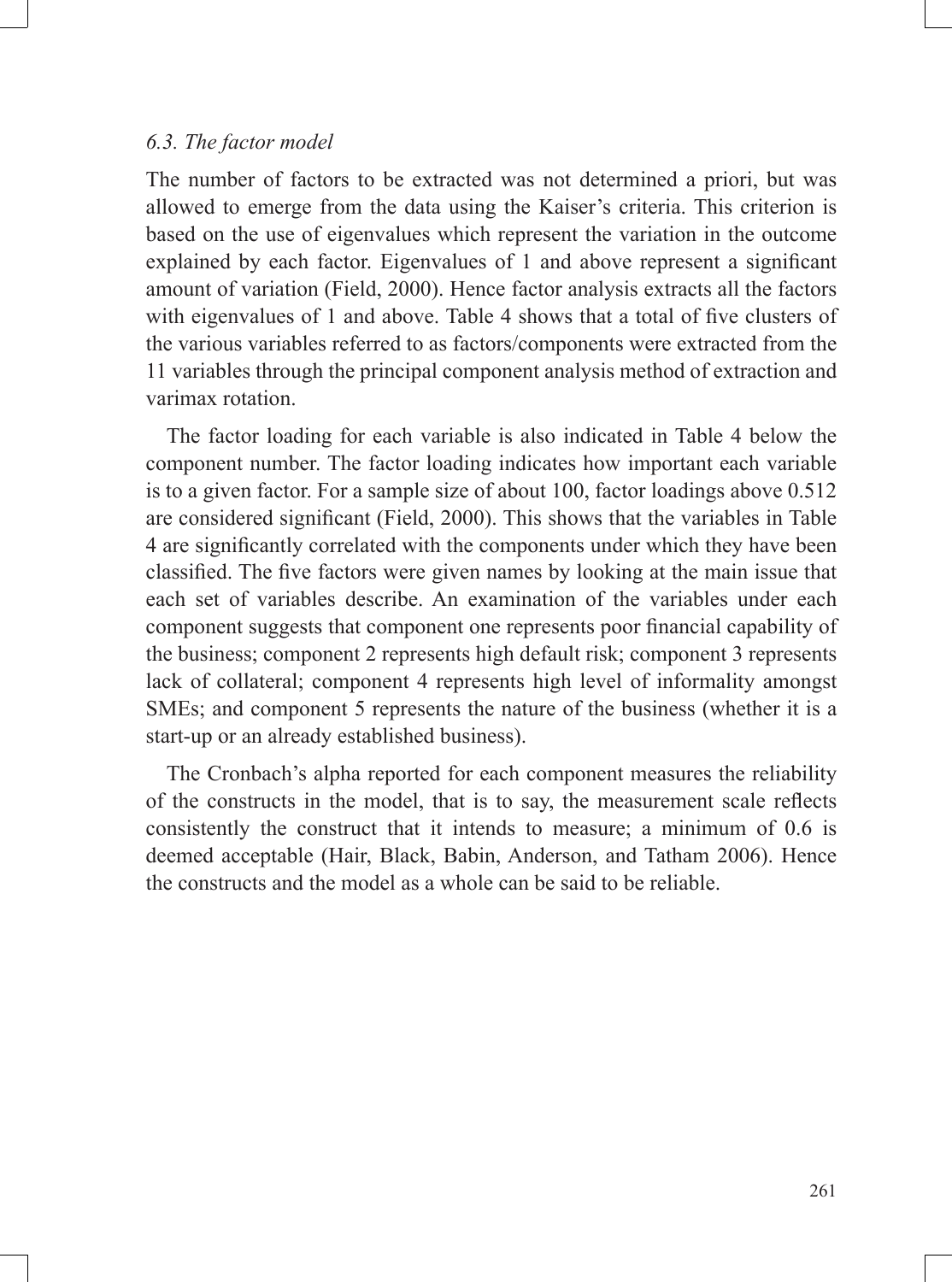### *6.3. The factor model*

The number of factors to be extracted was not determined a priori, but was allowed to emerge from the data using the Kaiser's criteria. This criterion is based on the use of eigenvalues which represent the variation in the outcome explained by each factor. Eigenvalues of 1 and above represent a significant amount of variation (Field, 2000). Hence factor analysis extracts all the factors with eigenvalues of 1 and above. Table 4 shows that a total of five clusters of the various variables referred to as factors/components were extracted from the 11 variables through the principal component analysis method of extraction and varimax rotation.

The factor loading for each variable is also indicated in Table 4 below the component number. The factor loading indicates how important each variable is to a given factor. For a sample size of about 100, factor loadings above 0.512 are considered significant (Field, 2000). This shows that the variables in Table 4 are significantly correlated with the components under which they have been classified. The five factors were given names by looking at the main issue that each set of variables describe. An examination of the variables under each component suggests that component one represents poor financial capability of the business; component 2 represents high default risk; component 3 represents lack of collateral; component 4 represents high level of informality amongst SMEs; and component 5 represents the nature of the business (whether it is a start-up or an already established business).

The Cronbach's alpha reported for each component measures the reliability of the constructs in the model, that is to say, the measurement scale reflects consistently the construct that it intends to measure; a minimum of 0.6 is deemed acceptable (Hair, Black, Babin, Anderson, and Tatham 2006). Hence the constructs and the model as a whole can be said to be reliable.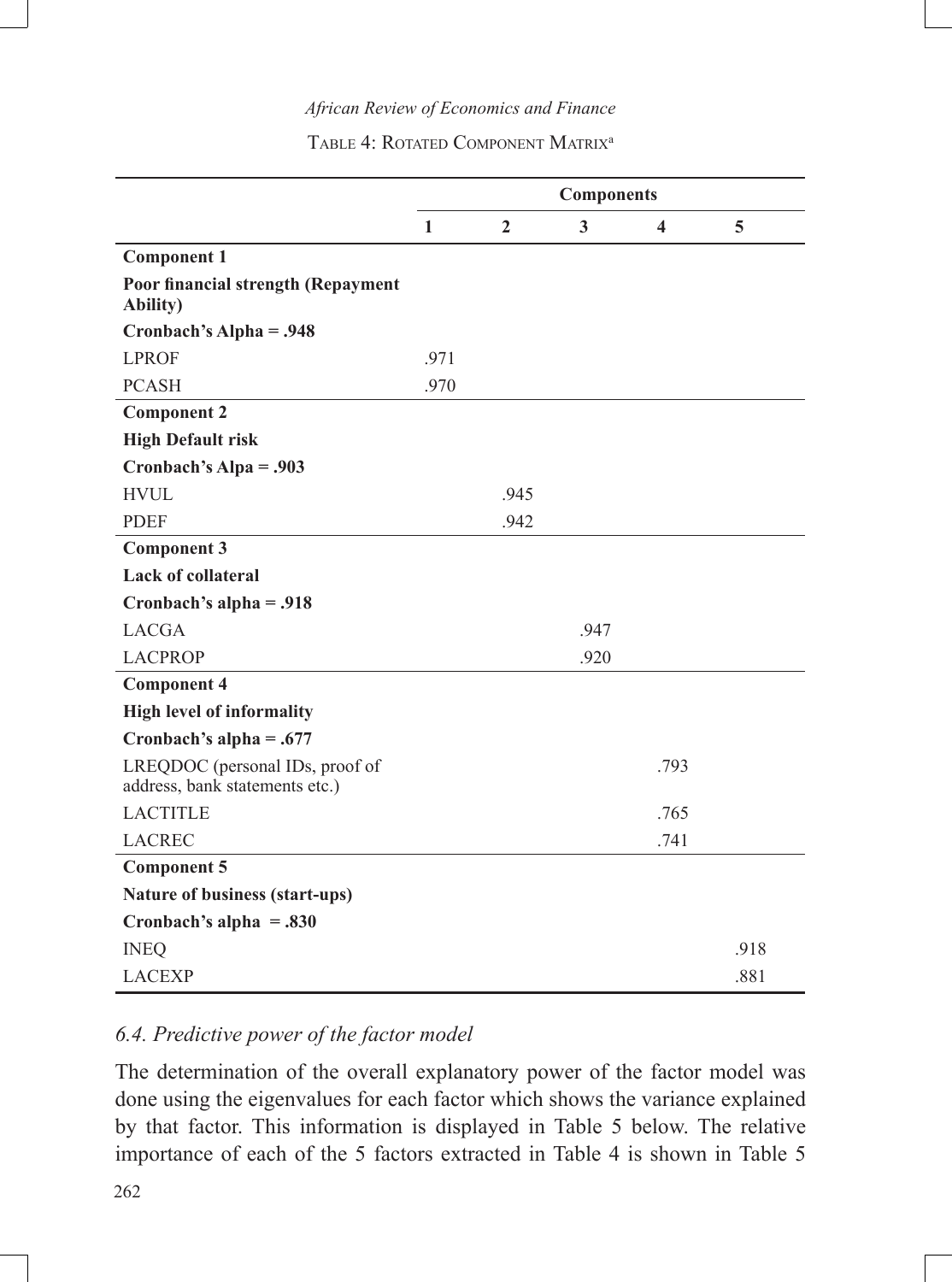Table 4: Rotated Component Matrix[a]

| | Components | | | | |
|---|---|---|---|---|---|
| | **1** | **2** | **3** | **4** | **5** |
| **Component 1** | | | | | |
| **Poor financial strength (Repayment Ability)** | | | | | |
| **Cronbach's Alpha = .948** | | | | | |
| LPROF | .971 | | | | |
| PCASH | .970 | | | | |
| **Component 2** | | | | | |
| **High Default risk** | | | | | |
| **Cronbach's Alpa = .903** | | | | | |
| HVUL | | .945 | | | |
| PDEF | | .942 | | | |
| **Component 3** | | | | | |
| **Lack of collateral** | | | | | |
| **Cronbach's alpha = .918** | | | | | |
| LACGA | | | .947 | | |
| LACPROP | | | .920 | | |
| **Component 4** | | | | | |
| **High level of informality** | | | | | |
| **Cronbach's alpha = .677** | | | | | |
| LREQDOC (personal IDs, proof of address, bank statements etc.) | | | | .793 | |
| LACTITLE | | | | .765 | |
| LACREC | | | | .741 | |
| **Component 5** | | | | | |
| **Nature of business (start-ups)** | | | | | |
| **Cronbach's alpha = .830** | | | | | |
| INEQ | | | | | .918 |
| LACEXP | | | | | .881 |

### *6.4. Predictive power of the factor model*

The determination of the overall explanatory power of the factor model was done using the eigenvalues for each factor which shows the variance explained by that factor. This information is displayed in Table 5 below. The relative importance of each of the 5 factors extracted in Table 4 is shown in Table 5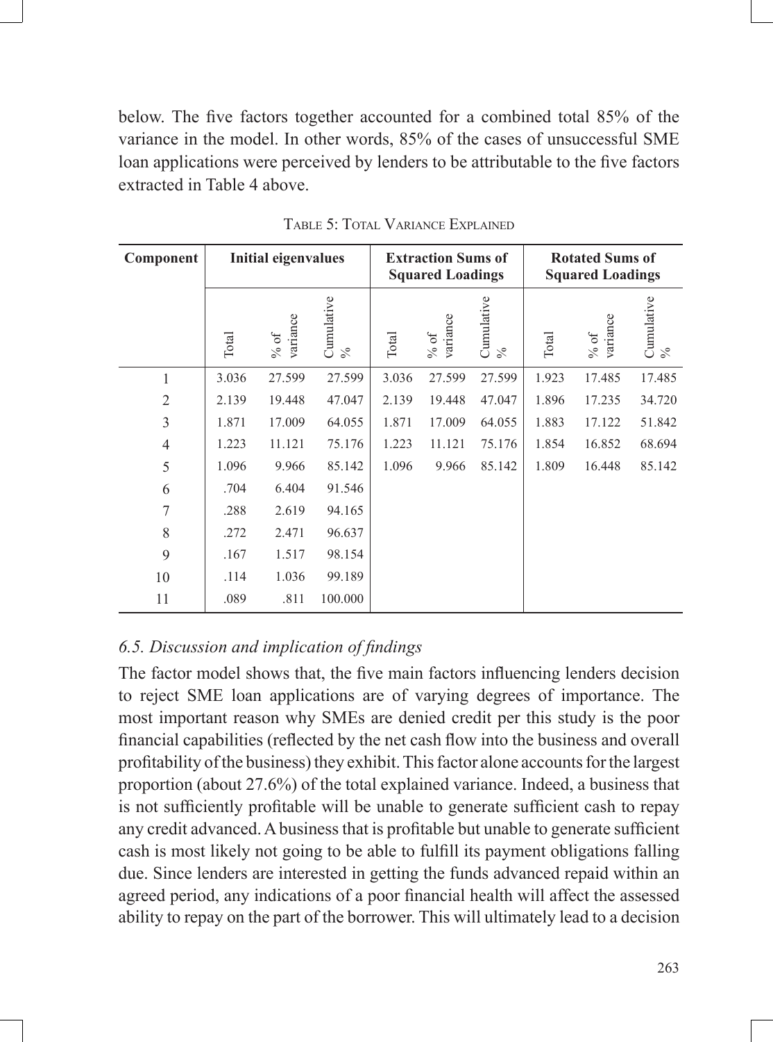below. The five factors together accounted for a combined total 85% of the variance in the model. In other words, 85% of the cases of unsuccessful SME loan applications were perceived by lenders to be attributable to the five factors extracted in Table 4 above.

TABLE 5: TOTAL VARIANCE EXPLAINED

| Component | Initial eigenvalues | | | Extraction Sums of Squared Loadings | | | Rotated Sums of Squared Loadings | | |
|---|---|---|---|---|---|---|---|---|---|
| | Total | % of variance | Cumulative % | Total | % of variance | Cumulative % | Total | % of variance | Cumulative % |
| 1 | 3.036 | 27.599 | 27.599 | 3.036 | 27.599 | 27.599 | 1.923 | 17.485 | 17.485 |
| 2 | 2.139 | 19.448 | 47.047 | 2.139 | 19.448 | 47.047 | 1.896 | 17.235 | 34.720 |
| 3 | 1.871 | 17.009 | 64.055 | 1.871 | 17.009 | 64.055 | 1.883 | 17.122 | 51.842 |
| 4 | 1.223 | 11.121 | 75.176 | 1.223 | 11.121 | 75.176 | 1.854 | 16.852 | 68.694 |
| 5 | 1.096 | 9.966 | 85.142 | 1.096 | 9.966 | 85.142 | 1.809 | 16.448 | 85.142 |
| 6 | .704 | 6.404 | 91.546 | | | | | | |
| 7 | .288 | 2.619 | 94.165 | | | | | | |
| 8 | .272 | 2.471 | 96.637 | | | | | | |
| 9 | .167 | 1.517 | 98.154 | | | | | | |
| 10 | .114 | 1.036 | 99.189 | | | | | | |
| 11 | .089 | .811 | 100.000 | | | | | | |

### *6.5. Discussion and implication of findings*

The factor model shows that, the five main factors influencing lenders decision to reject SME loan applications are of varying degrees of importance. The most important reason why SMEs are denied credit per this study is the poor financial capabilities (reflected by the net cash flow into the business and overall profitability of the business) they exhibit. This factor alone accounts for the largest proportion (about 27.6%) of the total explained variance. Indeed, a business that is not sufficiently profitable will be unable to generate sufficient cash to repay any credit advanced. A business that is profitable but unable to generate sufficient cash is most likely not going to be able to fulfill its payment obligations falling due. Since lenders are interested in getting the funds advanced repaid within an agreed period, any indications of a poor financial health will affect the assessed ability to repay on the part of the borrower. This will ultimately lead to a decision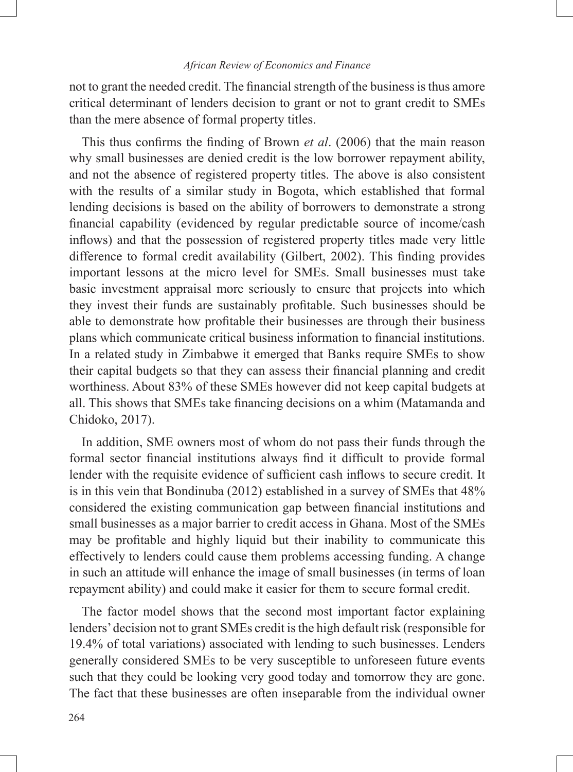not to grant the needed credit. The financial strength of the business is thus amore critical determinant of lenders decision to grant or not to grant credit to SMEs than the mere absence of formal property titles.

This thus confirms the finding of Brown *et al*. (2006) that the main reason why small businesses are denied credit is the low borrower repayment ability, and not the absence of registered property titles. The above is also consistent with the results of a similar study in Bogota, which established that formal lending decisions is based on the ability of borrowers to demonstrate a strong financial capability (evidenced by regular predictable source of income/cash inflows) and that the possession of registered property titles made very little difference to formal credit availability (Gilbert, 2002). This finding provides important lessons at the micro level for SMEs. Small businesses must take basic investment appraisal more seriously to ensure that projects into which they invest their funds are sustainably profitable. Such businesses should be able to demonstrate how profitable their businesses are through their business plans which communicate critical business information to financial institutions. In a related study in Zimbabwe it emerged that Banks require SMEs to show their capital budgets so that they can assess their financial planning and credit worthiness. About 83% of these SMEs however did not keep capital budgets at all. This shows that SMEs take financing decisions on a whim (Matamanda and Chidoko, 2017).

In addition, SME owners most of whom do not pass their funds through the formal sector financial institutions always find it difficult to provide formal lender with the requisite evidence of sufficient cash inflows to secure credit. It is in this vein that Bondinuba (2012) established in a survey of SMEs that 48% considered the existing communication gap between financial institutions and small businesses as a major barrier to credit access in Ghana. Most of the SMEs may be profitable and highly liquid but their inability to communicate this effectively to lenders could cause them problems accessing funding. A change in such an attitude will enhance the image of small businesses (in terms of loan repayment ability) and could make it easier for them to secure formal credit.

The factor model shows that the second most important factor explaining lenders' decision not to grant SMEs credit is the high default risk (responsible for 19.4% of total variations) associated with lending to such businesses. Lenders generally considered SMEs to be very susceptible to unforeseen future events such that they could be looking very good today and tomorrow they are gone. The fact that these businesses are often inseparable from the individual owner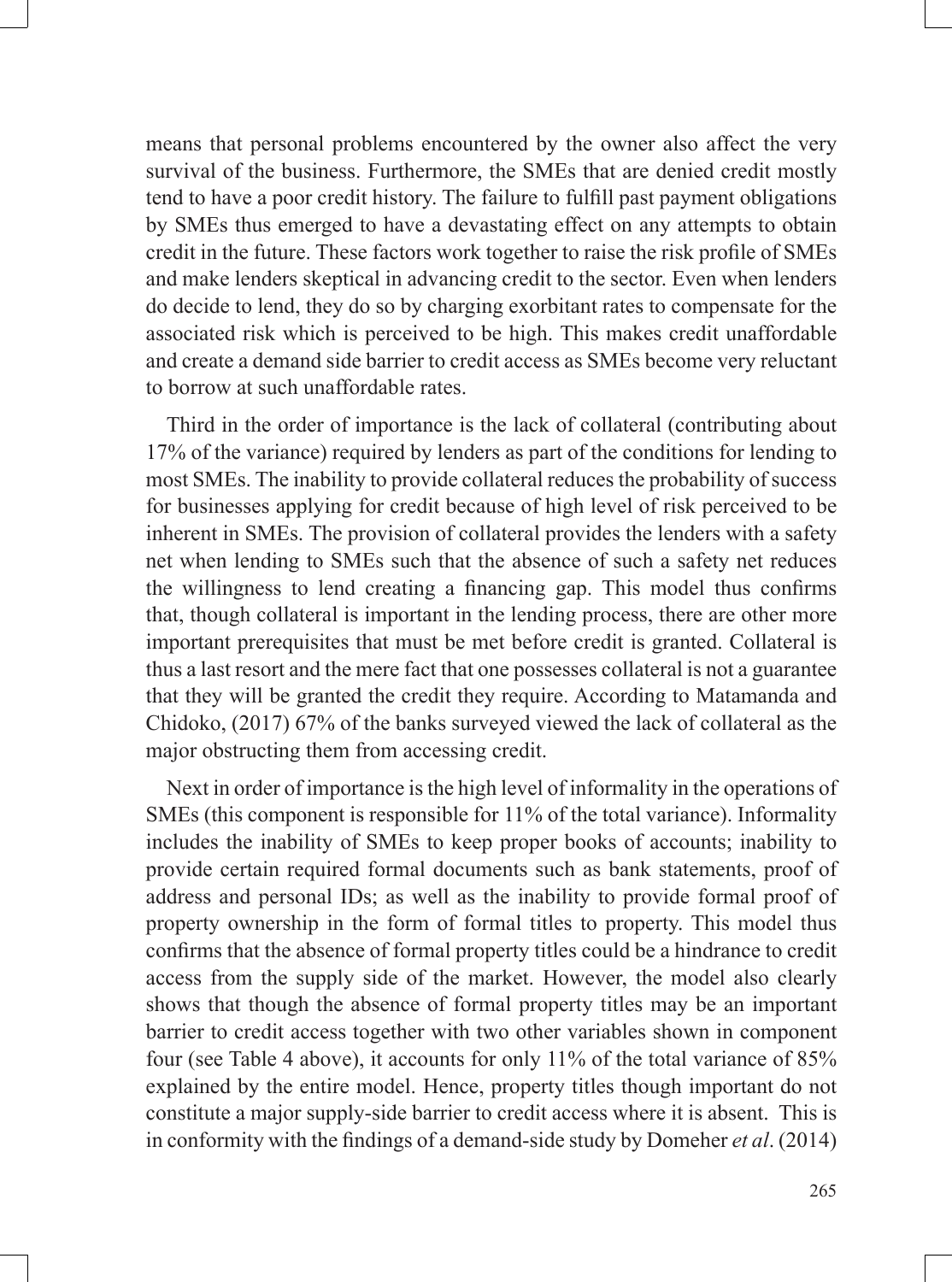means that personal problems encountered by the owner also affect the very survival of the business. Furthermore, the SMEs that are denied credit mostly tend to have a poor credit history. The failure to fulfill past payment obligations by SMEs thus emerged to have a devastating effect on any attempts to obtain credit in the future. These factors work together to raise the risk profile of SMEs and make lenders skeptical in advancing credit to the sector. Even when lenders do decide to lend, they do so by charging exorbitant rates to compensate for the associated risk which is perceived to be high. This makes credit unaffordable and create a demand side barrier to credit access as SMEs become very reluctant to borrow at such unaffordable rates.

Third in the order of importance is the lack of collateral (contributing about 17% of the variance) required by lenders as part of the conditions for lending to most SMEs. The inability to provide collateral reduces the probability of success for businesses applying for credit because of high level of risk perceived to be inherent in SMEs. The provision of collateral provides the lenders with a safety net when lending to SMEs such that the absence of such a safety net reduces the willingness to lend creating a financing gap. This model thus confirms that, though collateral is important in the lending process, there are other more important prerequisites that must be met before credit is granted. Collateral is thus a last resort and the mere fact that one possesses collateral is not a guarantee that they will be granted the credit they require. According to Matamanda and Chidoko, (2017) 67% of the banks surveyed viewed the lack of collateral as the major obstructing them from accessing credit.

Next in order of importance is the high level of informality in the operations of SMEs (this component is responsible for 11% of the total variance). Informality includes the inability of SMEs to keep proper books of accounts; inability to provide certain required formal documents such as bank statements, proof of address and personal IDs; as well as the inability to provide formal proof of property ownership in the form of formal titles to property. This model thus confirms that the absence of formal property titles could be a hindrance to credit access from the supply side of the market. However, the model also clearly shows that though the absence of formal property titles may be an important barrier to credit access together with two other variables shown in component four (see Table 4 above), it accounts for only 11% of the total variance of 85% explained by the entire model. Hence, property titles though important do not constitute a major supply-side barrier to credit access where it is absent. This is in conformity with the findings of a demand-side study by Domeher *et al*. (2014)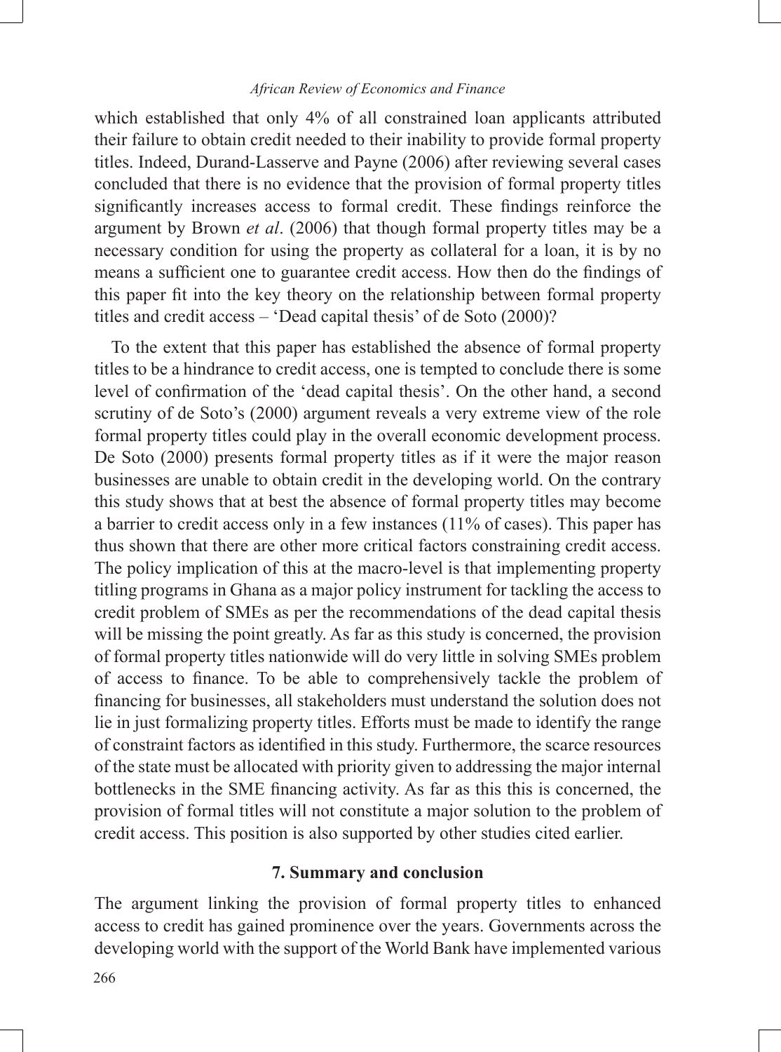which established that only 4% of all constrained loan applicants attributed their failure to obtain credit needed to their inability to provide formal property titles. Indeed, Durand-Lasserve and Payne (2006) after reviewing several cases concluded that there is no evidence that the provision of formal property titles significantly increases access to formal credit. These findings reinforce the argument by Brown *et al*. (2006) that though formal property titles may be a necessary condition for using the property as collateral for a loan, it is by no means a sufficient one to guarantee credit access. How then do the findings of this paper fit into the key theory on the relationship between formal property titles and credit access – 'Dead capital thesis' of de Soto (2000)?

To the extent that this paper has established the absence of formal property titles to be a hindrance to credit access, one is tempted to conclude there is some level of confirmation of the 'dead capital thesis'. On the other hand, a second scrutiny of de Soto's (2000) argument reveals a very extreme view of the role formal property titles could play in the overall economic development process. De Soto (2000) presents formal property titles as if it were the major reason businesses are unable to obtain credit in the developing world. On the contrary this study shows that at best the absence of formal property titles may become a barrier to credit access only in a few instances (11% of cases). This paper has thus shown that there are other more critical factors constraining credit access. The policy implication of this at the macro-level is that implementing property titling programs in Ghana as a major policy instrument for tackling the access to credit problem of SMEs as per the recommendations of the dead capital thesis will be missing the point greatly. As far as this study is concerned, the provision of formal property titles nationwide will do very little in solving SMEs problem of access to finance. To be able to comprehensively tackle the problem of financing for businesses, all stakeholders must understand the solution does not lie in just formalizing property titles. Efforts must be made to identify the range of constraint factors as identified in this study. Furthermore, the scarce resources of the state must be allocated with priority given to addressing the major internal bottlenecks in the SME financing activity. As far as this this is concerned, the provision of formal titles will not constitute a major solution to the problem of credit access. This position is also supported by other studies cited earlier.

## 7. Summary and conclusion

The argument linking the provision of formal property titles to enhanced access to credit has gained prominence over the years. Governments across the developing world with the support of the World Bank have implemented various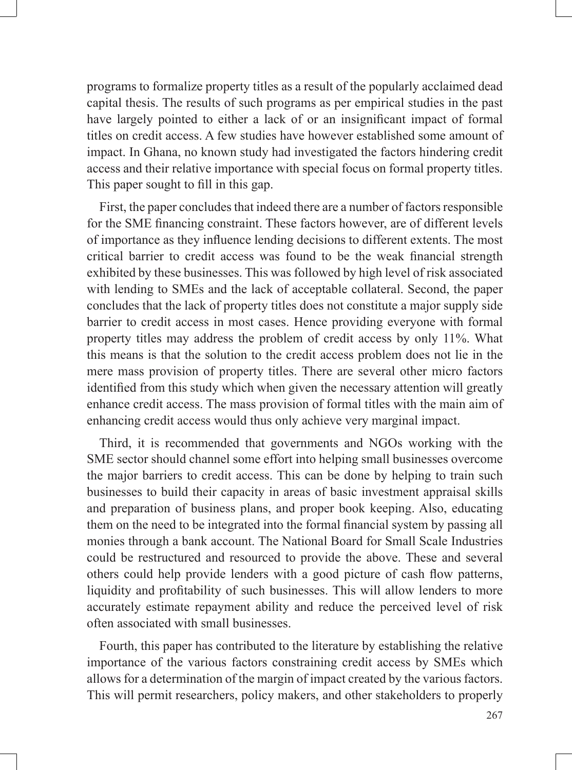programs to formalize property titles as a result of the popularly acclaimed dead capital thesis. The results of such programs as per empirical studies in the past have largely pointed to either a lack of or an insignificant impact of formal titles on credit access. A few studies have however established some amount of impact. In Ghana, no known study had investigated the factors hindering credit access and their relative importance with special focus on formal property titles. This paper sought to fill in this gap.

First, the paper concludes that indeed there are a number of factors responsible for the SME financing constraint. These factors however, are of different levels of importance as they influence lending decisions to different extents. The most critical barrier to credit access was found to be the weak financial strength exhibited by these businesses. This was followed by high level of risk associated with lending to SMEs and the lack of acceptable collateral. Second, the paper concludes that the lack of property titles does not constitute a major supply side barrier to credit access in most cases. Hence providing everyone with formal property titles may address the problem of credit access by only 11%. What this means is that the solution to the credit access problem does not lie in the mere mass provision of property titles. There are several other micro factors identified from this study which when given the necessary attention will greatly enhance credit access. The mass provision of formal titles with the main aim of enhancing credit access would thus only achieve very marginal impact.

Third, it is recommended that governments and NGOs working with the SME sector should channel some effort into helping small businesses overcome the major barriers to credit access. This can be done by helping to train such businesses to build their capacity in areas of basic investment appraisal skills and preparation of business plans, and proper book keeping. Also, educating them on the need to be integrated into the formal financial system by passing all monies through a bank account. The National Board for Small Scale Industries could be restructured and resourced to provide the above. These and several others could help provide lenders with a good picture of cash flow patterns, liquidity and profitability of such businesses. This will allow lenders to more accurately estimate repayment ability and reduce the perceived level of risk often associated with small businesses.

Fourth, this paper has contributed to the literature by establishing the relative importance of the various factors constraining credit access by SMEs which allows for a determination of the margin of impact created by the various factors. This will permit researchers, policy makers, and other stakeholders to properly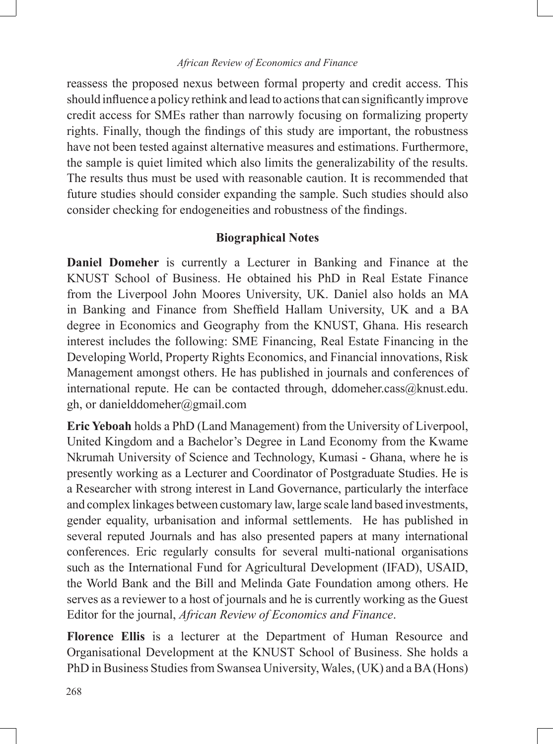reassess the proposed nexus between formal property and credit access. This should influence a policy rethink and lead to actions that can significantly improve credit access for SMEs rather than narrowly focusing on formalizing property rights. Finally, though the findings of this study are important, the robustness have not been tested against alternative measures and estimations. Furthermore, the sample is quiet limited which also limits the generalizability of the results. The results thus must be used with reasonable caution. It is recommended that future studies should consider expanding the sample. Such studies should also consider checking for endogeneities and robustness of the findings.

## Biographical Notes

**Daniel Domeher** is currently a Lecturer in Banking and Finance at the KNUST School of Business. He obtained his PhD in Real Estate Finance from the Liverpool John Moores University, UK. Daniel also holds an MA in Banking and Finance from Sheffield Hallam University, UK and a BA degree in Economics and Geography from the KNUST, Ghana. His research interest includes the following: SME Financing, Real Estate Financing in the Developing World, Property Rights Economics, and Financial innovations, Risk Management amongst others. He has published in journals and conferences of international repute. He can be contacted through, ddomeher.cass@knust.edu.gh, or danielddomeher@gmail.com

**Eric Yeboah** holds a PhD (Land Management) from the University of Liverpool, United Kingdom and a Bachelor's Degree in Land Economy from the Kwame Nkrumah University of Science and Technology, Kumasi - Ghana, where he is presently working as a Lecturer and Coordinator of Postgraduate Studies. He is a Researcher with strong interest in Land Governance, particularly the interface and complex linkages between customary law, large scale land based investments, gender equality, urbanisation and informal settlements. He has published in several reputed Journals and has also presented papers at many international conferences. Eric regularly consults for several multi-national organisations such as the International Fund for Agricultural Development (IFAD), USAID, the World Bank and the Bill and Melinda Gate Foundation among others. He serves as a reviewer to a host of journals and he is currently working as the Guest Editor for the journal, *African Review of Economics and Finance*.

**Florence Ellis** is a lecturer at the Department of Human Resource and Organisational Development at the KNUST School of Business. She holds a PhD in Business Studies from Swansea University, Wales, (UK) and a BA (Hons)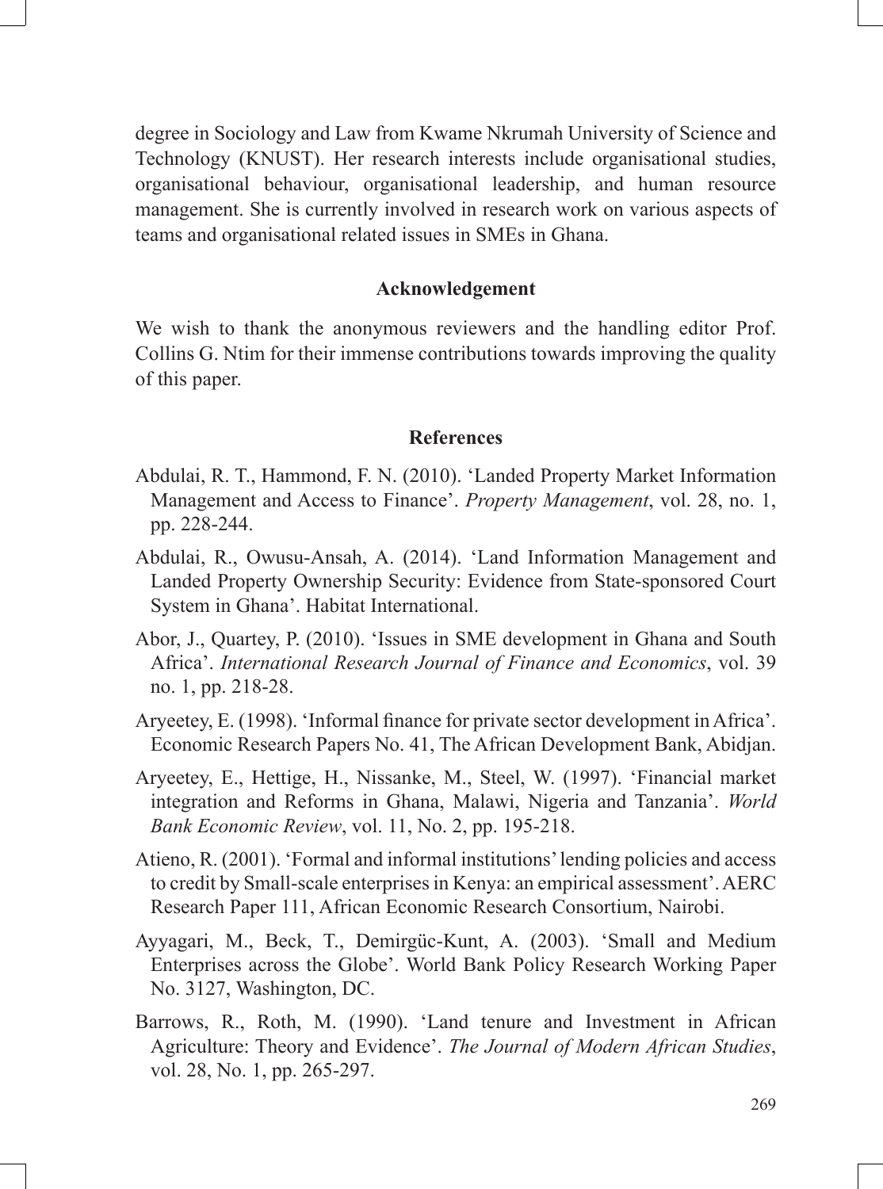degree in Sociology and Law from Kwame Nkrumah University of Science and Technology (KNUST). Her research interests include organisational studies, organisational behaviour, organisational leadership, and human resource management. She is currently involved in research work on various aspects of teams and organisational related issues in SMEs in Ghana.

## Acknowledgement

We wish to thank the anonymous reviewers and the handling editor Prof. Collins G. Ntim for their immense contributions towards improving the quality of this paper.

## References

Abdulai, R. T., Hammond, F. N. (2010). 'Landed Property Market Information Management and Access to Finance'. *Property Management*, vol. 28, no. 1, pp. 228-244.

Abdulai, R., Owusu-Ansah, A. (2014). 'Land Information Management and Landed Property Ownership Security: Evidence from State-sponsored Court System in Ghana'. Habitat International.

Abor, J., Quartey, P. (2010). 'Issues in SME development in Ghana and South Africa'. *International Research Journal of Finance and Economics*, vol. 39 no. 1, pp. 218-28.

Aryeetey, E. (1998). 'Informal finance for private sector development in Africa'. Economic Research Papers No. 41, The African Development Bank, Abidjan.

Aryeetey, E., Hettige, H., Nissanke, M., Steel, W. (1997). 'Financial market integration and Reforms in Ghana, Malawi, Nigeria and Tanzania'. *World Bank Economic Review*, vol. 11, No. 2, pp. 195-218.

Atieno, R. (2001). 'Formal and informal institutions' lending policies and access to credit by Small-scale enterprises in Kenya: an empirical assessment'. AERC Research Paper 111, African Economic Research Consortium, Nairobi.

Ayyagari, M., Beck, T., Demirgüc-Kunt, A. (2003). 'Small and Medium Enterprises across the Globe'. World Bank Policy Research Working Paper No. 3127, Washington, DC.

Barrows, R., Roth, M. (1990). 'Land tenure and Investment in African Agriculture: Theory and Evidence'. *The Journal of Modern African Studies*, vol. 28, No. 1, pp. 265-297.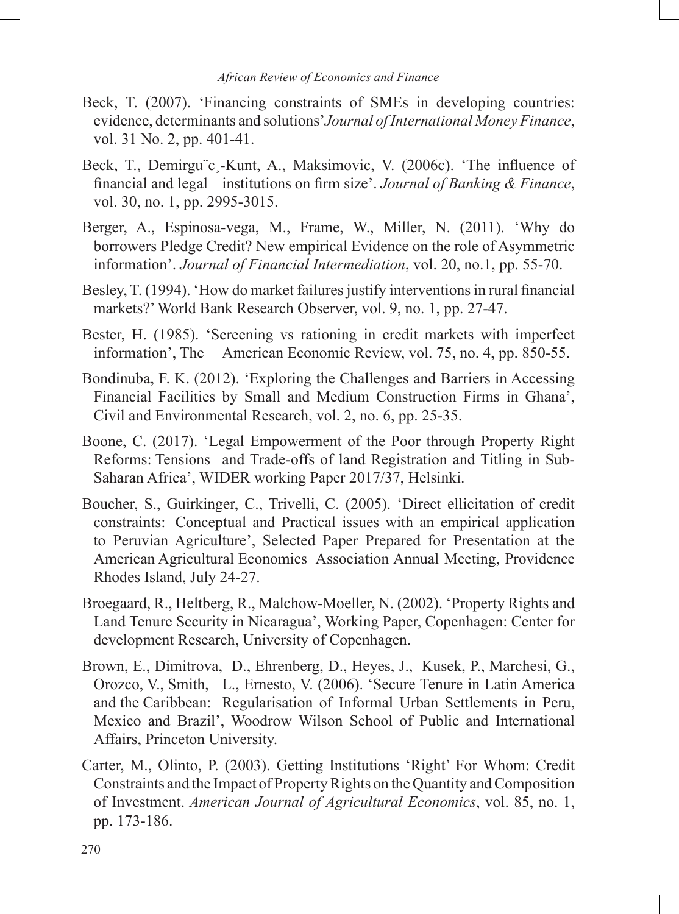Beck, T. (2007). 'Financing constraints of SMEs in developing countries: evidence, determinants and solutions'*Journal of International Money Finance*, vol. 31 No. 2, pp. 401-41.

Beck, T., Demirgu¨c¸-Kunt, A., Maksimovic, V. (2006c). 'The influence of financial and legal institutions on firm size'. *Journal of Banking & Finance*, vol. 30, no. 1, pp. 2995-3015.

Berger, A., Espinosa-vega, M., Frame, W., Miller, N. (2011). 'Why do borrowers Pledge Credit? New empirical Evidence on the role of Asymmetric information'. *Journal of Financial Intermediation*, vol. 20, no.1, pp. 55-70.

Besley, T. (1994). 'How do market failures justify interventions in rural financial markets?' World Bank Research Observer, vol. 9, no. 1, pp. 27-47.

Bester, H. (1985). 'Screening vs rationing in credit markets with imperfect information', The American Economic Review, vol. 75, no. 4, pp. 850-55.

Bondinuba, F. K. (2012). 'Exploring the Challenges and Barriers in Accessing Financial Facilities by Small and Medium Construction Firms in Ghana', Civil and Environmental Research, vol. 2, no. 6, pp. 25-35.

Boone, C. (2017). 'Legal Empowerment of the Poor through Property Right Reforms: Tensions and Trade-offs of land Registration and Titling in Sub-Saharan Africa', WIDER working Paper 2017/37, Helsinki.

Boucher, S., Guirkinger, C., Trivelli, C. (2005). 'Direct ellicitation of credit constraints: Conceptual and Practical issues with an empirical application to Peruvian Agriculture', Selected Paper Prepared for Presentation at the American Agricultural Economics Association Annual Meeting, Providence Rhodes Island, July 24-27.

Broegaard, R., Heltberg, R., Malchow-Moeller, N. (2002). 'Property Rights and Land Tenure Security in Nicaragua', Working Paper, Copenhagen: Center for development Research, University of Copenhagen.

Brown, E., Dimitrova, D., Ehrenberg, D., Heyes, J., Kusek, P., Marchesi, G., Orozco, V., Smith, L., Ernesto, V. (2006). 'Secure Tenure in Latin America and the Caribbean: Regularisation of Informal Urban Settlements in Peru, Mexico and Brazil', Woodrow Wilson School of Public and International Affairs, Princeton University.

Carter, M., Olinto, P. (2003). Getting Institutions 'Right' For Whom: Credit Constraints and the Impact of Property Rights on the Quantity and Composition of Investment. *American Journal of Agricultural Economics*, vol. 85, no. 1, pp. 173-186.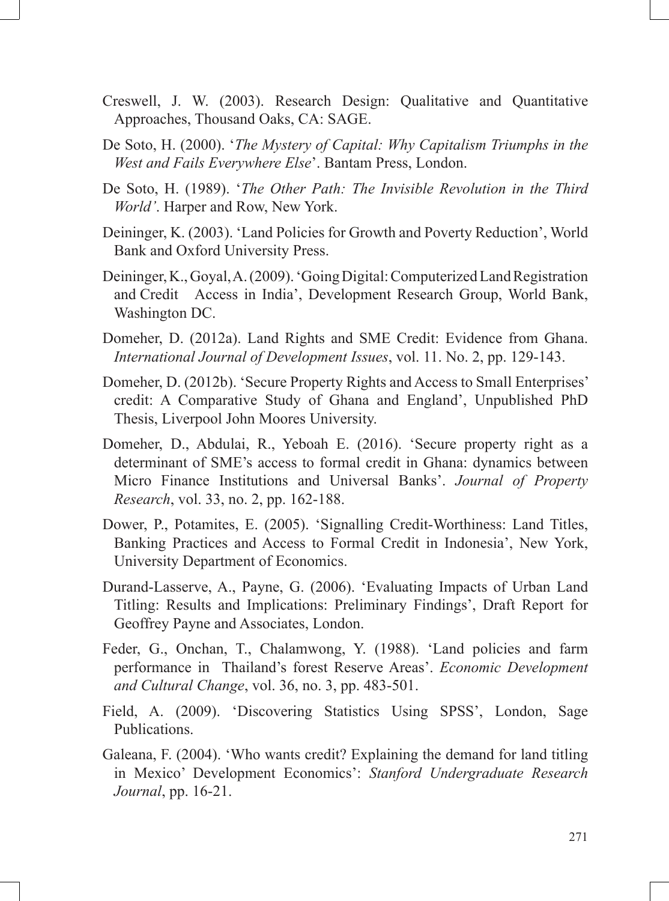Creswell, J. W. (2003). Research Design: Qualitative and Quantitative Approaches, Thousand Oaks, CA: SAGE.

De Soto, H. (2000). '*The Mystery of Capital: Why Capitalism Triumphs in the West and Fails Everywhere Else*'. Bantam Press, London.

De Soto, H. (1989). '*The Other Path: The Invisible Revolution in the Third World'*. Harper and Row, New York.

Deininger, K. (2003). 'Land Policies for Growth and Poverty Reduction', World Bank and Oxford University Press.

Deininger, K., Goyal, A. (2009). 'Going Digital: Computerized Land Registration and Credit Access in India', Development Research Group, World Bank, Washington DC.

Domeher, D. (2012a). Land Rights and SME Credit: Evidence from Ghana. *International Journal of Development Issues*, vol. 11. No. 2, pp. 129-143.

Domeher, D. (2012b). 'Secure Property Rights and Access to Small Enterprises' credit: A Comparative Study of Ghana and England', Unpublished PhD Thesis, Liverpool John Moores University.

Domeher, D., Abdulai, R., Yeboah E. (2016). 'Secure property right as a determinant of SME's access to formal credit in Ghana: dynamics between Micro Finance Institutions and Universal Banks'. *Journal of Property Research*, vol. 33, no. 2, pp. 162-188.

Dower, P., Potamites, E. (2005). 'Signalling Credit-Worthiness: Land Titles, Banking Practices and Access to Formal Credit in Indonesia', New York, University Department of Economics.

Durand-Lasserve, A., Payne, G. (2006). 'Evaluating Impacts of Urban Land Titling: Results and Implications: Preliminary Findings', Draft Report for Geoffrey Payne and Associates, London.

Feder, G., Onchan, T., Chalamwong, Y. (1988). 'Land policies and farm performance in Thailand's forest Reserve Areas'. *Economic Development and Cultural Change*, vol. 36, no. 3, pp. 483-501.

Field, A. (2009). 'Discovering Statistics Using SPSS', London, Sage Publications.

Galeana, F. (2004). 'Who wants credit? Explaining the demand for land titling in Mexico' Development Economics': *Stanford Undergraduate Research Journal*, pp. 16-21.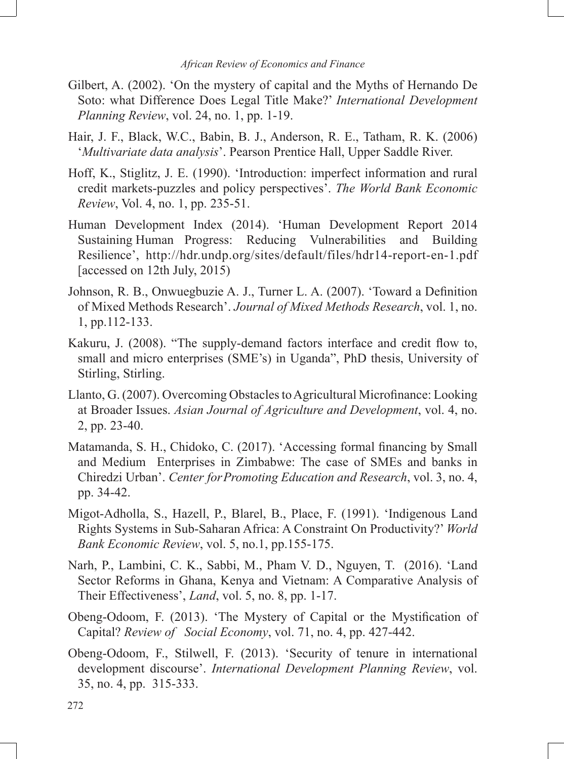Gilbert, A. (2002). 'On the mystery of capital and the Myths of Hernando De Soto: what Difference Does Legal Title Make?' *International Development Planning Review*, vol. 24, no. 1, pp. 1-19.

Hair, J. F., Black, W.C., Babin, B. J., Anderson, R. E., Tatham, R. K. (2006) '*Multivariate data analysis*'. Pearson Prentice Hall, Upper Saddle River.

Hoff, K., Stiglitz, J. E. (1990). 'Introduction: imperfect information and rural credit markets-puzzles and policy perspectives'. *The World Bank Economic Review*, Vol. 4, no. 1, pp. 235-51.

Human Development Index (2014). 'Human Development Report 2014 Sustaining Human Progress: Reducing Vulnerabilities and Building Resilience', http://hdr.undp.org/sites/default/files/hdr14-report-en-1.pdf [accessed on 12th July, 2015)

Johnson, R. B., Onwuegbuzie A. J., Turner L. A. (2007). 'Toward a Definition of Mixed Methods Research'. *Journal of Mixed Methods Research*, vol. 1, no. 1, pp.112-133.

Kakuru, J. (2008). "The supply-demand factors interface and credit flow to, small and micro enterprises (SME's) in Uganda", PhD thesis, University of Stirling, Stirling.

Llanto, G. (2007). Overcoming Obstacles to Agricultural Microfinance: Looking at Broader Issues. *Asian Journal of Agriculture and Development*, vol. 4, no. 2, pp. 23-40.

Matamanda, S. H., Chidoko, C. (2017). 'Accessing formal financing by Small and Medium Enterprises in Zimbabwe: The case of SMEs and banks in Chiredzi Urban'. *Center for Promoting Education and Research*, vol. 3, no. 4, pp. 34-42.

Migot-Adholla, S., Hazell, P., Blarel, B., Place, F. (1991). 'Indigenous Land Rights Systems in Sub-Saharan Africa: A Constraint On Productivity?' *World Bank Economic Review*, vol. 5, no.1, pp.155-175.

Narh, P., Lambini, C. K., Sabbi, M., Pham V. D., Nguyen, T. (2016). 'Land Sector Reforms in Ghana, Kenya and Vietnam: A Comparative Analysis of Their Effectiveness', *Land*, vol. 5, no. 8, pp. 1-17.

Obeng-Odoom, F. (2013). 'The Mystery of Capital or the Mystification of Capital? *Review of Social Economy*, vol. 71, no. 4, pp. 427-442.

Obeng-Odoom, F., Stilwell, F. (2013). 'Security of tenure in international development discourse'. *International Development Planning Review*, vol. 35, no. 4, pp. 315-333.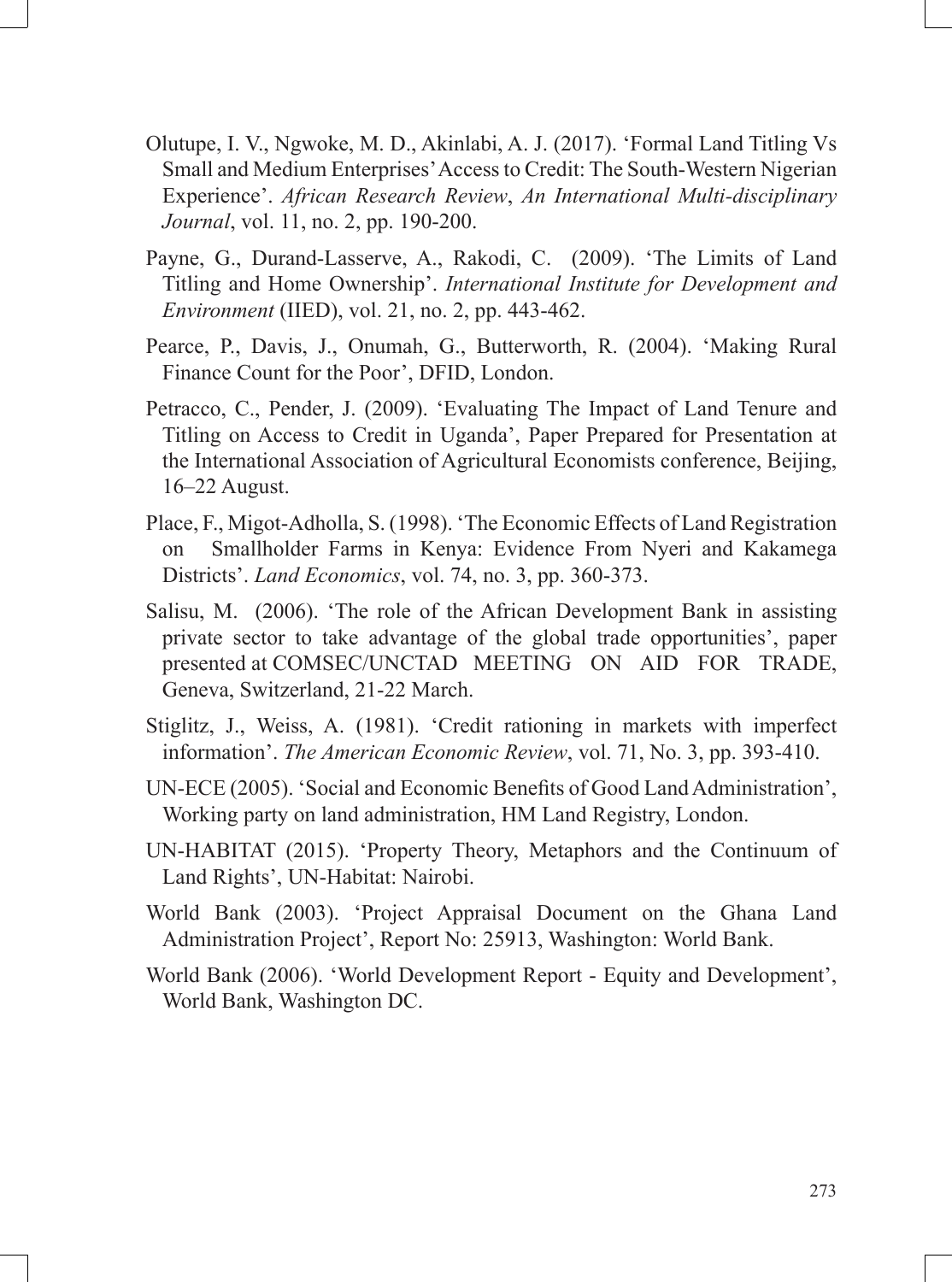Olutupe, I. V., Ngwoke, M. D., Akinlabi, A. J. (2017). 'Formal Land Titling Vs Small and Medium Enterprises' Access to Credit: The South-Western Nigerian Experience'. *African Research Review*, *An International Multi-disciplinary Journal*, vol. 11, no. 2, pp. 190-200.

Payne, G., Durand-Lasserve, A., Rakodi, C. (2009). 'The Limits of Land Titling and Home Ownership'. *International Institute for Development and Environment* (IIED), vol. 21, no. 2, pp. 443-462.

Pearce, P., Davis, J., Onumah, G., Butterworth, R. (2004). 'Making Rural Finance Count for the Poor', DFID, London.

Petracco, C., Pender, J. (2009). 'Evaluating The Impact of Land Tenure and Titling on Access to Credit in Uganda', Paper Prepared for Presentation at the International Association of Agricultural Economists conference, Beijing, 16–22 August.

Place, F., Migot-Adholla, S. (1998). 'The Economic Effects of Land Registration on Smallholder Farms in Kenya: Evidence From Nyeri and Kakamega Districts'. *Land Economics*, vol. 74, no. 3, pp. 360-373.

Salisu, M. (2006). 'The role of the African Development Bank in assisting private sector to take advantage of the global trade opportunities', paper presented at COMSEC/UNCTAD MEETING ON AID FOR TRADE, Geneva, Switzerland, 21-22 March.

Stiglitz, J., Weiss, A. (1981). 'Credit rationing in markets with imperfect information'. *The American Economic Review*, vol. 71, No. 3, pp. 393-410.

UN-ECE (2005). 'Social and Economic Benefits of Good Land Administration', Working party on land administration, HM Land Registry, London.

UN-HABITAT (2015). 'Property Theory, Metaphors and the Continuum of Land Rights', UN-Habitat: Nairobi.

World Bank (2003). 'Project Appraisal Document on the Ghana Land Administration Project', Report No: 25913, Washington: World Bank.

World Bank (2006). 'World Development Report - Equity and Development', World Bank, Washington DC.